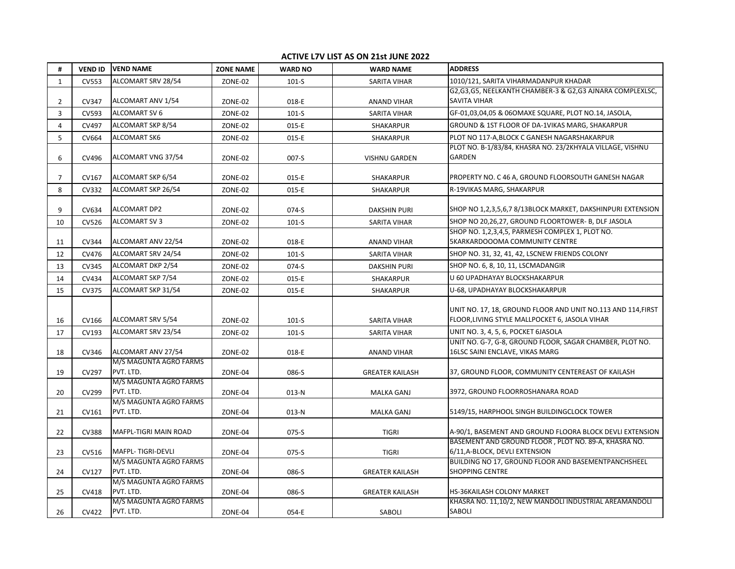**ACTIVE L7V LIST AS ON 21st JUNE 2022**

| # | VEND ID | VEND NAME | ZONE NAME | WARD NO | WARD NAME | ADDRESS |
|---|---|---|---|---|---|---|
| 1 | CV553 | ALCOMART SRV 28/54 | ZONE-02 | 101-S | SARITA VIHAR | 1010/121, SARITA VIHARMADANPUR KHADAR |
| 2 | CV347 | ALCOMART ANV 1/54 | ZONE-02 | 018-E | ANAND VIHAR | G2,G3,G5, NEELKANTH CHAMBER-3 & G2,G3 AJNARA COMPLEXLSC, SAVITA VIHAR |
| 3 | CV593 | ALCOMART SV 6 | ZONE-02 | 101-S | SARITA VIHAR | GF-01,03,04,05 & 06OMAXE SQUARE, PLOT NO.14, JASOLA, |
| 4 | CV497 | ALCOMART SKP 8/54 | ZONE-02 | 015-E | SHAKARPUR | GROUND & 1ST FLOOR OF DA-1VIKAS MARG, SHAKARPUR |
| 5 | CV664 | ALCOMART SK6 | ZONE-02 | 015-E | SHAKARPUR | PLOT NO 117-A,BLOCK C GANESH NAGARSHAKARPUR |
| 6 | CV496 | ALCOMART VNG 37/54 | ZONE-02 | 007-S | VISHNU GARDEN | PLOT NO. B-1/83/84, KHASRA NO. 23/2KHYALA VILLAGE, VISHNU GARDEN |
| 7 | CV167 | ALCOMART SKP 6/54 | ZONE-02 | 015-E | SHAKARPUR | PROPERTY NO. C 46 A, GROUND FLOORSOUTH GANESH NAGAR |
| 8 | CV332 | ALCOMART SKP 26/54 | ZONE-02 | 015-E | SHAKARPUR | R-19VIKAS MARG, SHAKARPUR |
| 9 | CV634 | ALCOMART DP2 | ZONE-02 | 074-S | DAKSHIN PURI | SHOP NO 1,2,3,5,6,7 8/13BLOCK MARKET, DAKSHINPURI EXTENSION |
| 10 | CV526 | ALCOMART SV 3 | ZONE-02 | 101-S | SARITA VIHAR | SHOP NO 20,26,27, GROUND FLOORTOWER- B, DLF JASOLA |
| 11 | CV344 | ALCOMART ANV 22/54 | ZONE-02 | 018-E | ANAND VIHAR | SHOP NO. 1,2,3,4,5, PARMESH COMPLEX 1, PLOT NO. 5KARKARDOOOMA COMMUNITY CENTRE |
| 12 | CV476 | ALCOMART SRV 24/54 | ZONE-02 | 101-S | SARITA VIHAR | SHOP NO. 31, 32, 41, 42, LSCNEW FRIENDS COLONY |
| 13 | CV345 | ALCOMART DKP 2/54 | ZONE-02 | 074-S | DAKSHIN PURI | SHOP NO. 6, 8, 10, 11, LSCMADANGIR |
| 14 | CV434 | ALCOMART SKP 7/54 | ZONE-02 | 015-E | SHAKARPUR | U 60 UPADHAYAY BLOCKSHAKARPUR |
| 15 | CV375 | ALCOMART SKP 31/54 | ZONE-02 | 015-E | SHAKARPUR | U-68, UPADHAYAY BLOCKSHAKARPUR |
| 16 | CV166 | ALCOMART SRV 5/54 | ZONE-02 | 101-S | SARITA VIHAR | UNIT NO. 17, 18, GROUND FLOOR AND UNIT NO.113 AND 114,FIRST FLOOR,LIVING STYLE MALLPOCKET 6, JASOLA VIHAR |
| 17 | CV193 | ALCOMART SRV 23/54 | ZONE-02 | 101-S | SARITA VIHAR | UNIT NO. 3, 4, 5, 6, POCKET 6JASOLA |
| 18 | CV346 | ALCOMART ANV 27/54 | ZONE-02 | 018-E | ANAND VIHAR | UNIT NO. G-7, G-8, GROUND FLOOR, SAGAR CHAMBER, PLOT NO. 16LSC SAINI ENCLAVE, VIKAS MARG |
| 19 | CV297 | M/S MAGUNTA AGRO FARMS PVT. LTD. | ZONE-04 | 086-S | GREATER KAILASH | 37, GROUND FLOOR, COMMUNITY CENTEREAST OF KAILASH |
| 20 | CV299 | M/S MAGUNTA AGRO FARMS PVT. LTD. | ZONE-04 | 013-N | MALKA GANJ | 3972, GROUND FLOORROSHANARA ROAD |
| 21 | CV161 | M/S MAGUNTA AGRO FARMS PVT. LTD. | ZONE-04 | 013-N | MALKA GANJ | 5149/15, HARPHOOL SINGH BUILDINGCLOCK TOWER |
| 22 | CV388 | MAFPL-TIGRI MAIN ROAD | ZONE-04 | 075-S | TIGRI | A-90/1, BASEMENT AND GROUND FLOORA BLOCK DEVLI EXTENSION |
| 23 | CV516 | MAFPL- TIGRI-DEVLI | ZONE-04 | 075-S | TIGRI | BASEMENT AND GROUND FLOOR , PLOT NO. 89-A, KHASRA NO. 6/11,A-BLOCK, DEVLI EXTENSION |
| 24 | CV127 | M/S MAGUNTA AGRO FARMS PVT. LTD. | ZONE-04 | 086-S | GREATER KAILASH | BUILDING NO 17, GROUND FLOOR AND BASEMENTPANCHSHEEL SHOPPING CENTRE |
| 25 | CV418 | M/S MAGUNTA AGRO FARMS PVT. LTD. | ZONE-04 | 086-S | GREATER KAILASH | HS-36KAILASH COLONY MARKET |
| 26 | CV422 | M/S MAGUNTA AGRO FARMS PVT. LTD. | ZONE-04 | 054-E | SABOLI | KHASRA NO. 11,10/2, NEW MANDOLI INDUSTRIAL AREAMANDOLI SABOLI |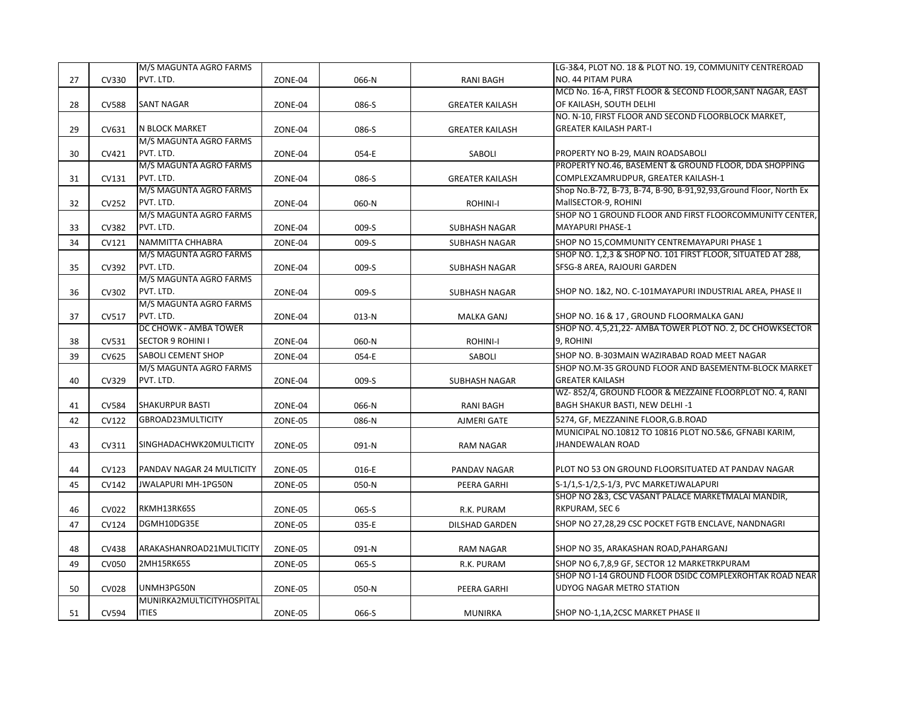| | | | | | | |
|---|---|---|---|---|---|---|
| 27 | CV330 | M/S MAGUNTA AGRO FARMS PVT. LTD. | ZONE-04 | 066-N | RANI BAGH | LG-3&4, PLOT NO. 18 & PLOT NO. 19, COMMUNITY CENTREROAD NO. 44 PITAM PURA |
| 28 | CV588 | SANT NAGAR | ZONE-04 | 086-S | GREATER KAILASH | MCD No. 16-A, FIRST FLOOR & SECOND FLOOR,SANT NAGAR, EAST OF KAILASH, SOUTH DELHI |
| 29 | CV631 | N BLOCK MARKET | ZONE-04 | 086-S | GREATER KAILASH | NO. N-10, FIRST FLOOR AND SECOND FLOORBLOCK MARKET, GREATER KAILASH PART-I |
| 30 | CV421 | M/S MAGUNTA AGRO FARMS PVT. LTD. | ZONE-04 | 054-E | SABOLI | PROPERTY NO B-29, MAIN ROADSABOLI |
| 31 | CV131 | M/S MAGUNTA AGRO FARMS PVT. LTD. | ZONE-04 | 086-S | GREATER KAILASH | PROPERTY NO.46, BASEMENT & GROUND FLOOR, DDA SHOPPING COMPLEXZAMRUDPUR, GREATER KAILASH-1 |
| 32 | CV252 | M/S MAGUNTA AGRO FARMS PVT. LTD. | ZONE-04 | 060-N | ROHINI-I | Shop No.B-72, B-73, B-74, B-90, B-91,92,93,Ground Floor, North Ex MallSECTOR-9, ROHINI |
| 33 | CV382 | M/S MAGUNTA AGRO FARMS PVT. LTD. | ZONE-04 | 009-S | SUBHASH NAGAR | SHOP NO 1 GROUND FLOOR AND FIRST FLOORCOMMUNITY CENTER, MAYAPURI PHASE-1 |
| 34 | CV121 | NAMMITTA CHHABRA | ZONE-04 | 009-S | SUBHASH NAGAR | SHOP NO 15,COMMUNITY CENTREMAYAPURI PHASE 1 |
| 35 | CV392 | M/S MAGUNTA AGRO FARMS PVT. LTD. | ZONE-04 | 009-S | SUBHASH NAGAR | SHOP NO. 1,2,3 & SHOP NO. 101 FIRST FLOOR, SITUATED AT 288, SFSG-8 AREA, RAJOURI GARDEN |
| 36 | CV302 | M/S MAGUNTA AGRO FARMS PVT. LTD. | ZONE-04 | 009-S | SUBHASH NAGAR | SHOP NO. 1&2, NO. C-101MAYAPURI INDUSTRIAL AREA, PHASE II |
| 37 | CV517 | M/S MAGUNTA AGRO FARMS PVT. LTD. | ZONE-04 | 013-N | MALKA GANJ | SHOP NO. 16 & 17 , GROUND FLOORMALKA GANJ |
| 38 | CV531 | DC CHOWK - AMBA TOWER SECTOR 9 ROHINI I | ZONE-04 | 060-N | ROHINI-I | SHOP NO. 4,5,21,22- AMBA TOWER PLOT NO. 2, DC CHOWKSECTOR 9, ROHINI |
| 39 | CV625 | SABOLI CEMENT SHOP | ZONE-04 | 054-E | SABOLI | SHOP NO. B-303MAIN WAZIRABAD ROAD MEET NAGAR |
| 40 | CV329 | M/S MAGUNTA AGRO FARMS PVT. LTD. | ZONE-04 | 009-S | SUBHASH NAGAR | SHOP NO.M-35 GROUND FLOOR AND BASEMENTM-BLOCK MARKET GREATER KAILASH |
| 41 | CV584 | SHAKURPUR BASTI | ZONE-04 | 066-N | RANI BAGH | WZ- 852/4, GROUND FLOOR & MEZZAINE FLOORPLOT NO. 4, RANI BAGH SHAKUR BASTI, NEW DELHI -1 |
| 42 | CV122 | GBROAD23MULTICITY | ZONE-05 | 086-N | AJMERI GATE | 5274, GF, MEZZANINE FLOOR,G.B.ROAD |
| 43 | CV311 | SINGHADACHWK20MULTICITY | ZONE-05 | 091-N | RAM NAGAR | MUNICIPAL NO.10812 TO 10816 PLOT NO.5&6, GFNABI KARIM, JHANDEWALAN ROAD |
| 44 | CV123 | PANDAV NAGAR 24 MULTICITY | ZONE-05 | 016-E | PANDAV NAGAR | PLOT NO 53 ON GROUND FLOORSITUATED AT PANDAV NAGAR |
| 45 | CV142 | JWALAPURI MH-1PG50N | ZONE-05 | 050-N | PEERA GARHI | S-1/1,S-1/2,S-1/3, PVC MARKETJWALAPURI |
| 46 | CV022 | RKMH13RK65S | ZONE-05 | 065-S | R.K. PURAM | SHOP NO 2&3, CSC VASANT PALACE MARKETMALAI MANDIR, RKPURAM, SEC 6 |
| 47 | CV124 | DGMH10DG35E | ZONE-05 | 035-E | DILSHAD GARDEN | SHOP NO 27,28,29 CSC POCKET FGTB ENCLAVE, NANDNAGRI |
| 48 | CV438 | ARAKASHANROAD21MULTICITY | ZONE-05 | 091-N | RAM NAGAR | SHOP NO 35, ARAKASHAN ROAD,PAHARGANJ |
| 49 | CV050 | 2MH15RK65S | ZONE-05 | 065-S | R.K. PURAM | SHOP NO 6,7,8,9 GF, SECTOR 12 MARKETRKPURAM |
| 50 | CV028 | UNMH3PG50N | ZONE-05 | 050-N | PEERA GARHI | SHOP NO I-14 GROUND FLOOR DSIDC COMPLEXROHTAK ROAD NEAR UDYOG NAGAR METRO STATION |
| 51 | CV594 | MUNIRKA2MULTICITYHOSPITALITIES | ZONE-05 | 066-S | MUNIRKA | SHOP NO-1,1A,2CSC MARKET PHASE II |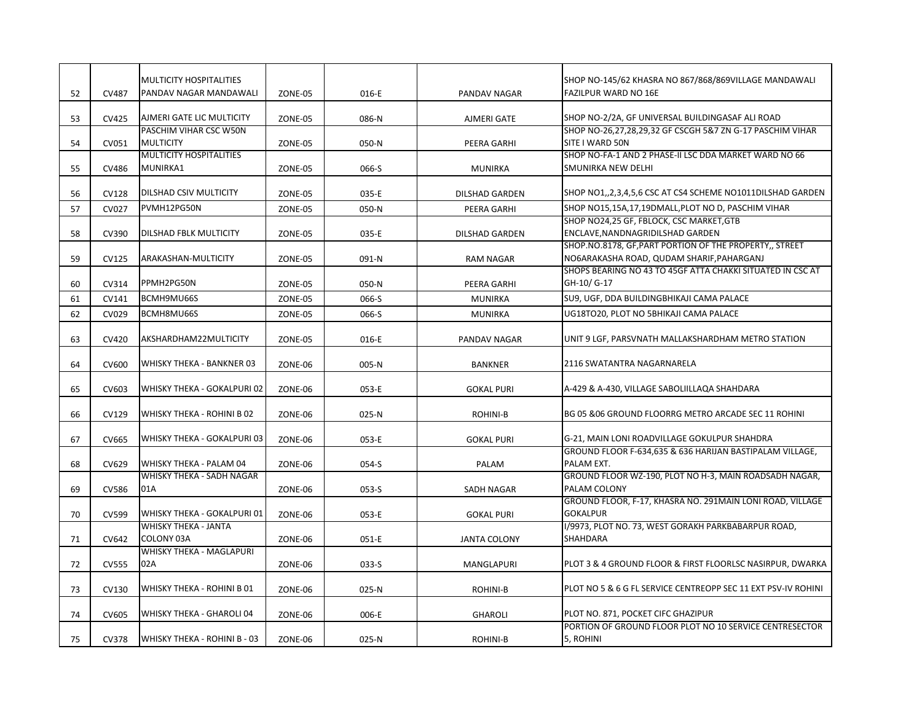| | | | | | | |
|---|---|---|---|---|---|---|
| 52 | CV487 | MULTICITY HOSPITALITIES PANDAV NAGAR MANDAWALI | ZONE-05 | 016-E | PANDAV NAGAR | SHOP NO-145/62 KHASRA NO 867/868/869VILLAGE MANDAWALI FAZILPUR WARD NO 16E |
| 53 | CV425 | AJMERI GATE LIC MULTICITY | ZONE-05 | 086-N | AJMERI GATE | SHOP NO-2/2A, GF UNIVERSAL BUILDINGASAF ALI ROAD |
| 54 | CV051 | PASCHIM VIHAR CSC W50N MULTICITY | ZONE-05 | 050-N | PEERA GARHI | SHOP NO-26,27,28,29,32 GF CSCGH 5&7 ZN G-17 PASCHIM VIHAR SITE I WARD 50N |
| 55 | CV486 | MULTICITY HOSPITALITIES MUNIRKA1 | ZONE-05 | 066-S | MUNIRKA | SHOP NO-FA-1 AND 2 PHASE-II LSC DDA MARKET WARD NO 66 SMUNIRKA NEW DELHI |
| 56 | CV128 | DILSHAD CSIV MULTICITY | ZONE-05 | 035-E | DILSHAD GARDEN | SHOP NO1,,2,3,4,5,6 CSC AT CS4 SCHEME NO1011DILSHAD GARDEN |
| 57 | CV027 | PVMH12PG50N | ZONE-05 | 050-N | PEERA GARHI | SHOP NO15,15A,17,19DMALL,PLOT NO D, PASCHIM VIHAR |
| 58 | CV390 | DILSHAD FBLK MULTICITY | ZONE-05 | 035-E | DILSHAD GARDEN | SHOP NO24,25 GF, FBLOCK, CSC MARKET,GTB ENCLAVE,NANDNAGRIDILSHAD GARDEN |
| 59 | CV125 | ARAKASHAN-MULTICITY | ZONE-05 | 091-N | RAM NAGAR | SHOP.NO.8178, GF,PART PORTION OF THE PROPERTY,, STREET NO6ARAKASHA ROAD, QUDAM SHARIF,PAHARGANJ |
| 60 | CV314 | PPMH2PG50N | ZONE-05 | 050-N | PEERA GARHI | SHOPS BEARING NO 43 TO 45GF ATTA CHAKKI SITUATED IN CSC AT GH-10/ G-17 |
| 61 | CV141 | BCMH9MU66S | ZONE-05 | 066-S | MUNIRKA | SU9, UGF, DDA BUILDINGBHIKAJI CAMA PALACE |
| 62 | CV029 | BCMH8MU66S | ZONE-05 | 066-S | MUNIRKA | UG18TO20, PLOT NO 5BHIKAJI CAMA PALACE |
| 63 | CV420 | AKSHARDHAM22MULTICITY | ZONE-05 | 016-E | PANDAV NAGAR | UNIT 9 LGF, PARSVNATH MALLAKSHARDHAM METRO STATION |
| 64 | CV600 | WHISKY THEKA - BANKNER 03 | ZONE-06 | 005-N | BANKNER | 2116 SWATANTRA NAGARNARELA |
| 65 | CV603 | WHISKY THEKA - GOKALPURI 02 | ZONE-06 | 053-E | GOKAL PURI | A-429 & A-430, VILLAGE SABOLIILLAQA SHAHDARA |
| 66 | CV129 | WHISKY THEKA - ROHINI B 02 | ZONE-06 | 025-N | ROHINI-B | BG 05 &06 GROUND FLOORRG METRO ARCADE SEC 11 ROHINI |
| 67 | CV665 | WHISKY THEKA - GOKALPURI 03 | ZONE-06 | 053-E | GOKAL PURI | G-21, MAIN LONI ROADVILLAGE GOKULPUR SHAHDRA |
| 68 | CV629 | WHISKY THEKA - PALAM 04 | ZONE-06 | 054-S | PALAM | GROUND FLOOR F-634,635 & 636 HARIJAN BASTIPALAM VILLAGE, PALAM EXT. |
| 69 | CV586 | WHISKY THEKA - SADH NAGAR 01A | ZONE-06 | 053-S | SADH NAGAR | GROUND FLOOR WZ-190, PLOT NO H-3, MAIN ROADSADH NAGAR, PALAM COLONY |
| 70 | CV599 | WHISKY THEKA - GOKALPURI 01 | ZONE-06 | 053-E | GOKAL PURI | GROUND FLOOR, F-17, KHASRA NO. 291MAIN LONI ROAD, VILLAGE GOKALPUR |
| 71 | CV642 | WHISKY THEKA - JANTA COLONY 03A | ZONE-06 | 051-E | JANTA COLONY | I/9973, PLOT NO. 73, WEST GORAKH PARKBABARPUR ROAD, SHAHDARA |
| 72 | CV555 | WHISKY THEKA - MAGLAPURI 02A | ZONE-06 | 033-S | MANGLAPURI | PLOT 3 & 4 GROUND FLOOR & FIRST FLOORLSC NASIRPUR, DWARKA |
| 73 | CV130 | WHISKY THEKA - ROHINI B 01 | ZONE-06 | 025-N | ROHINI-B | PLOT NO 5 & 6 G FL SERVICE CENTREOPP SEC 11 EXT PSV-IV ROHINI |
| 74 | CV605 | WHISKY THEKA - GHAROLI 04 | ZONE-06 | 006-E | GHAROLI | PLOT NO. 871, POCKET CIFC GHAZIPUR |
| 75 | CV378 | WHISKY THEKA - ROHINI B - 03 | ZONE-06 | 025-N | ROHINI-B | PORTION OF GROUND FLOOR PLOT NO 10 SERVICE CENTRESECTOR 5, ROHINI |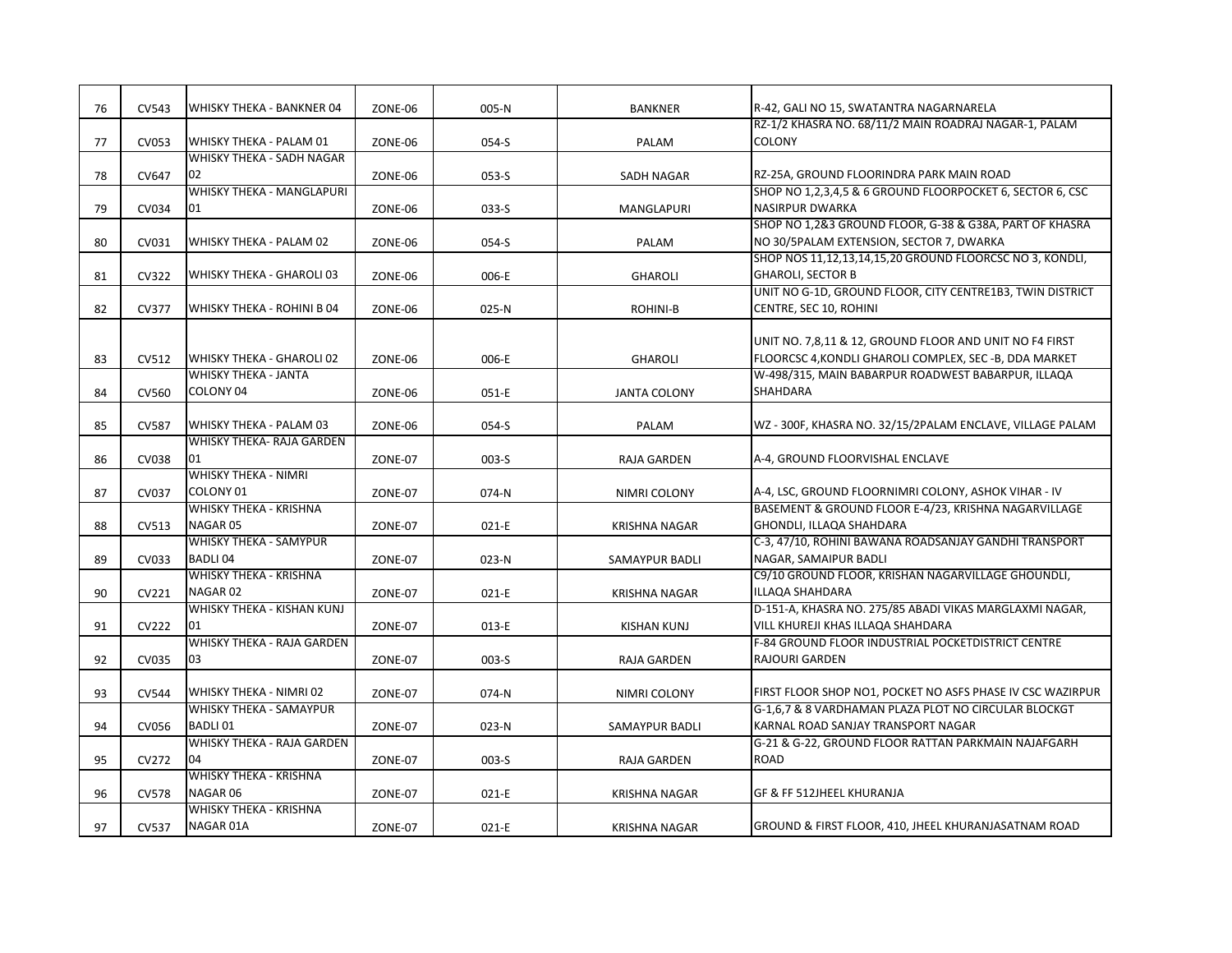| 76 | CV543 | WHISKY THEKA - BANKNER 04 | ZONE-06 | 005-N | BANKNER | R-42, GALI NO 15, SWATANTRA NAGARNARELA |
|---|---|---|---|---|---|---|
| 77 | CV053 | WHISKY THEKA - PALAM 01 | ZONE-06 | 054-S | PALAM | RZ-1/2 KHASRA NO. 68/11/2 MAIN ROADRAJ NAGAR-1, PALAM COLONY |
| 78 | CV647 | WHISKY THEKA - SADH NAGAR 02 | ZONE-06 | 053-S | SADH NAGAR | RZ-25A, GROUND FLOORINDRA PARK MAIN ROAD |
| 79 | CV034 | WHISKY THEKA - MANGLAPURI 01 | ZONE-06 | 033-S | MANGLAPURI | SHOP NO 1,2,3,4,5 & 6 GROUND FLOORPOCKET 6, SECTOR 6, CSC NASIRPUR DWARKA |
| 80 | CV031 | WHISKY THEKA - PALAM 02 | ZONE-06 | 054-S | PALAM | SHOP NO 1,2&3 GROUND FLOOR, G-38 & G38A, PART OF KHASRA NO 30/5PALAM EXTENSION, SECTOR 7, DWARKA |
| 81 | CV322 | WHISKY THEKA - GHAROLI 03 | ZONE-06 | 006-E | GHAROLI | SHOP NOS 11,12,13,14,15,20 GROUND FLOORCSC NO 3, KONDLI, GHAROLI, SECTOR B |
| 82 | CV377 | WHISKY THEKA - ROHINI B 04 | ZONE-06 | 025-N | ROHINI-B | UNIT NO G-1D, GROUND FLOOR, CITY CENTRE1B3, TWIN DISTRICT CENTRE, SEC 10, ROHINI |
| 83 | CV512 | WHISKY THEKA - GHAROLI 02 | ZONE-06 | 006-E | GHAROLI | UNIT NO. 7,8,11 & 12, GROUND FLOOR AND UNIT NO F4 FIRST FLOORCSC 4,KONDLI GHAROLI COMPLEX, SEC -B, DDA MARKET |
| 84 | CV560 | WHISKY THEKA - JANTA COLONY 04 | ZONE-06 | 051-E | JANTA COLONY | W-498/315, MAIN BABARPUR ROADWEST BABARPUR, ILLAQA SHAHDARA |
| 85 | CV587 | WHISKY THEKA - PALAM 03 | ZONE-06 | 054-S | PALAM | WZ - 300F, KHASRA NO. 32/15/2PALAM ENCLAVE, VILLAGE PALAM |
| 86 | CV038 | WHISKY THEKA- RAJA GARDEN 01 | ZONE-07 | 003-S | RAJA GARDEN | A-4, GROUND FLOORVISHAL ENCLAVE |
| 87 | CV037 | WHISKY THEKA - NIMRI COLONY 01 | ZONE-07 | 074-N | NIMRI COLONY | A-4, LSC, GROUND FLOORNIMRI COLONY, ASHOK VIHAR - IV |
| 88 | CV513 | WHISKY THEKA - KRISHNA NAGAR 05 | ZONE-07 | 021-E | KRISHNA NAGAR | BASEMENT & GROUND FLOOR E-4/23, KRISHNA NAGARVILLAGE GHONDLI, ILLAQA SHAHDARA |
| 89 | CV033 | WHISKY THEKA - SAMYPUR BADLI 04 | ZONE-07 | 023-N | SAMAYPUR BADLI | C-3, 47/10, ROHINI BAWANA ROADSANJAY GANDHI TRANSPORT NAGAR, SAMAIPUR BADLI |
| 90 | CV221 | WHISKY THEKA - KRISHNA NAGAR 02 | ZONE-07 | 021-E | KRISHNA NAGAR | C9/10 GROUND FLOOR, KRISHAN NAGARVILLAGE GHOUNDLI, ILLAQA SHAHDARA |
| 91 | CV222 | WHISKY THEKA - KISHAN KUNJ 01 | ZONE-07 | 013-E | KISHAN KUNJ | D-151-A, KHASRA NO. 275/85 ABADI VIKAS MARGLAXMI NAGAR, VILL KHUREJI KHAS ILLAQA SHAHDARA |
| 92 | CV035 | WHISKY THEKA - RAJA GARDEN 03 | ZONE-07 | 003-S | RAJA GARDEN | F-84 GROUND FLOOR INDUSTRIAL POCKETDISTRICT CENTRE RAJOURI GARDEN |
| 93 | CV544 | WHISKY THEKA - NIMRI 02 | ZONE-07 | 074-N | NIMRI COLONY | FIRST FLOOR SHOP NO1, POCKET NO ASFS PHASE IV CSC WAZIRPUR |
| 94 | CV056 | WHISKY THEKA - SAMAYPUR BADLI 01 | ZONE-07 | 023-N | SAMAYPUR BADLI | G-1,6,7 & 8 VARDHAMAN PLAZA PLOT NO CIRCULAR BLOCKGT KARNAL ROAD SANJAY TRANSPORT NAGAR |
| 95 | CV272 | WHISKY THEKA - RAJA GARDEN 04 | ZONE-07 | 003-S | RAJA GARDEN | G-21 & G-22, GROUND FLOOR RATTAN PARKMAIN NAJAFGARH ROAD |
| 96 | CV578 | WHISKY THEKA - KRISHNA NAGAR 06 | ZONE-07 | 021-E | KRISHNA NAGAR | GF & FF 512JHEEL KHURANJA |
| 97 | CV537 | WHISKY THEKA - KRISHNA NAGAR 01A | ZONE-07 | 021-E | KRISHNA NAGAR | GROUND & FIRST FLOOR, 410, JHEEL KHURANJASATNAM ROAD |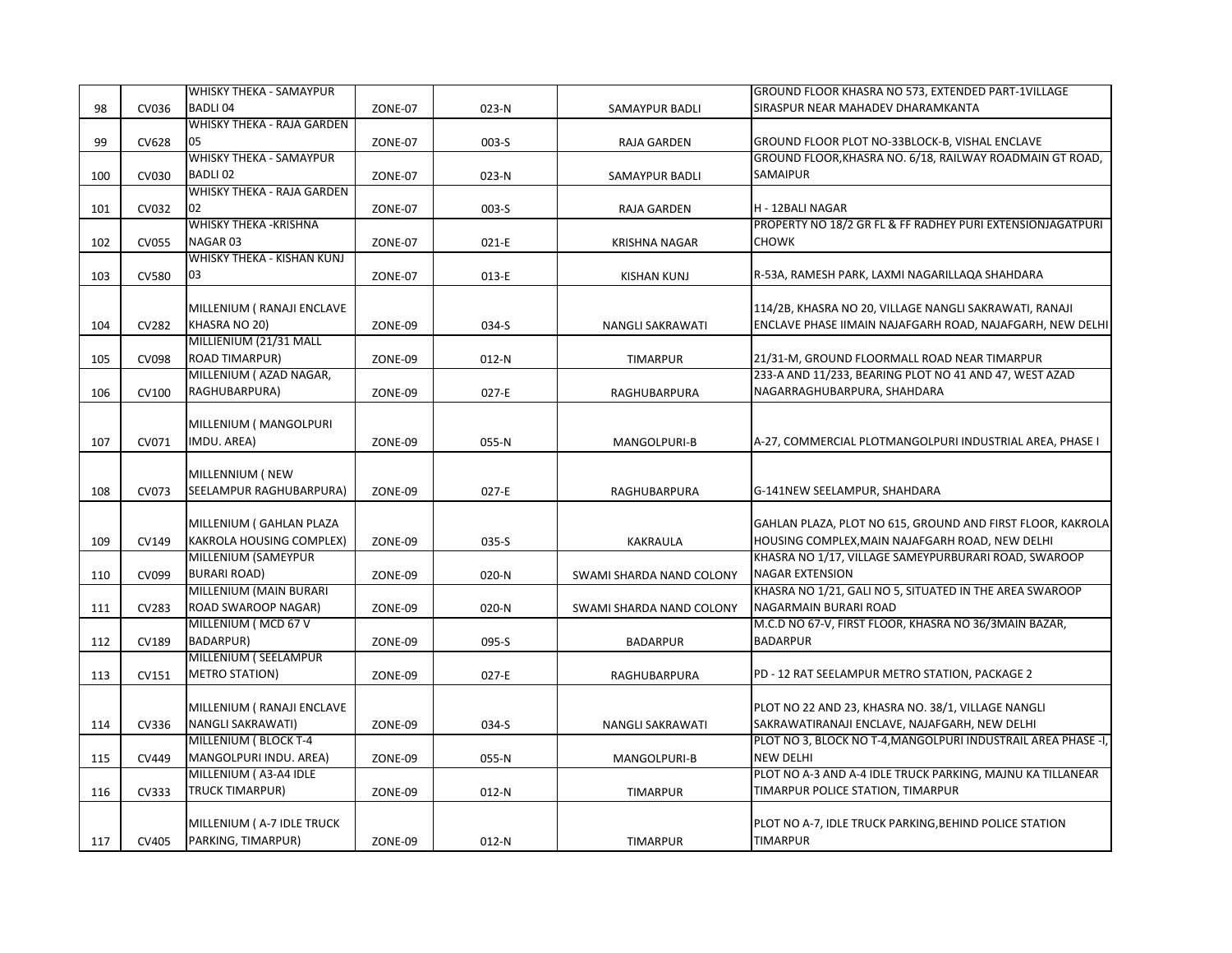| 98 | CV036 | WHISKY THEKA - SAMAYPUR BADLI 04 | ZONE-07 | 023-N | SAMAYPUR BADLI | GROUND FLOOR KHASRA NO 573, EXTENDED PART-1VILLAGE SIRASPUR NEAR MAHADEV DHARAMKANTA |
|---|---|---|---|---|---|---|
| 99 | CV628 | WHISKY THEKA - RAJA GARDEN 05 | ZONE-07 | 003-S | RAJA GARDEN | GROUND FLOOR PLOT NO-33BLOCK-B, VISHAL ENCLAVE |
| 100 | CV030 | WHISKY THEKA - SAMAYPUR BADLI 02 | ZONE-07 | 023-N | SAMAYPUR BADLI | GROUND FLOOR,KHASRA NO. 6/18, RAILWAY ROADMAIN GT ROAD, SAMAIPUR |
| 101 | CV032 | WHISKY THEKA - RAJA GARDEN 02 | ZONE-07 | 003-S | RAJA GARDEN | H - 12BALI NAGAR |
| 102 | CV055 | WHISKY THEKA -KRISHNA NAGAR 03 | ZONE-07 | 021-E | KRISHNA NAGAR | PROPERTY NO 18/2 GR FL & FF RADHEY PURI EXTENSIONJAGATPURI CHOWK |
| 103 | CV580 | WHISKY THEKA - KISHAN KUNJ 03 | ZONE-07 | 013-E | KISHAN KUNJ | R-53A, RAMESH PARK, LAXMI NAGARILLAQA SHAHDARA |
| 104 | CV282 | MILLENIUM ( RANAJI ENCLAVE KHASRA NO 20) | ZONE-09 | 034-S | NANGLI SAKRAWATI | 114/2B, KHASRA NO 20, VILLAGE NANGLI SAKRAWATI, RANAJI ENCLAVE PHASE IIMAIN NAJAFGARH ROAD, NAJAFGARH, NEW DELHI |
| 105 | CV098 | MILLIENIUM (21/31 MALL ROAD TIMARPUR) | ZONE-09 | 012-N | TIMARPUR | 21/31-M, GROUND FLOORMALL ROAD NEAR TIMARPUR |
| 106 | CV100 | MILLENIUM ( AZAD NAGAR, RAGHUBARPURA) | ZONE-09 | 027-E | RAGHUBARPURA | 233-A AND 11/233, BEARING PLOT NO 41 AND 47, WEST AZAD NAGARRAGHUBARPURA, SHAHDARA |
| 107 | CV071 | MILLENIUM ( MANGOLPURI IMDU. AREA) | ZONE-09 | 055-N | MANGOLPURI-B | A-27, COMMERCIAL PLOTMANGOLPURI INDUSTRIAL AREA, PHASE I |
| 108 | CV073 | MILLENNIUM ( NEW SEELAMPUR RAGHUBARPURA) | ZONE-09 | 027-E | RAGHUBARPURA | G-141NEW SEELAMPUR, SHAHDARA |
| 109 | CV149 | MILLENIUM ( GAHLAN PLAZA KAKROLA HOUSING COMPLEX) | ZONE-09 | 035-S | KAKRAULA | GAHLAN PLAZA, PLOT NO 615, GROUND AND FIRST FLOOR, KAKROLA HOUSING COMPLEX,MAIN NAJAFGARH ROAD, NEW DELHI |
| 110 | CV099 | MILLENIUM (SAMEYPUR BURARI ROAD) | ZONE-09 | 020-N | SWAMI SHARDA NAND COLONY | KHASRA NO 1/17, VILLAGE SAMEYPURBURARI ROAD, SWAROOP NAGAR EXTENSION |
| 111 | CV283 | MILLENIUM (MAIN BURARI ROAD SWAROOP NAGAR) | ZONE-09 | 020-N | SWAMI SHARDA NAND COLONY | KHASRA NO 1/21, GALI NO 5, SITUATED IN THE AREA SWAROOP NAGARMAIN BURARI ROAD |
| 112 | CV189 | MILLENIUM ( MCD 67 V BADARPUR) | ZONE-09 | 095-S | BADARPUR | M.C.D NO 67-V, FIRST FLOOR, KHASRA NO 36/3MAIN BAZAR, BADARPUR |
| 113 | CV151 | MILLENIUM ( SEELAMPUR METRO STATION) | ZONE-09 | 027-E | RAGHUBARPURA | PD - 12 RAT SEELAMPUR METRO STATION, PACKAGE 2 |
| 114 | CV336 | MILLENIUM ( RANAJI ENCLAVE NANGLI SAKRAWATI) | ZONE-09 | 034-S | NANGLI SAKRAWATI | PLOT NO 22 AND 23, KHASRA NO. 38/1, VILLAGE NANGLI SAKRAWATIRANAJI ENCLAVE, NAJAFGARH, NEW DELHI |
| 115 | CV449 | MILLENIUM ( BLOCK T-4 MANGOLPURI INDU. AREA) | ZONE-09 | 055-N | MANGOLPURI-B | PLOT NO 3, BLOCK NO T-4,MANGOLPURI INDUSTRAIL AREA PHASE -I, NEW DELHI |
| 116 | CV333 | MILLENIUM ( A3-A4 IDLE TRUCK TIMARPUR) | ZONE-09 | 012-N | TIMARPUR | PLOT NO A-3 AND A-4 IDLE TRUCK PARKING, MAJNU KA TILLANEAR TIMARPUR POLICE STATION, TIMARPUR |
| 117 | CV405 | MILLENIUM ( A-7 IDLE TRUCK PARKING, TIMARPUR) | ZONE-09 | 012-N | TIMARPUR | PLOT NO A-7, IDLE TRUCK PARKING,BEHIND POLICE STATION TIMARPUR |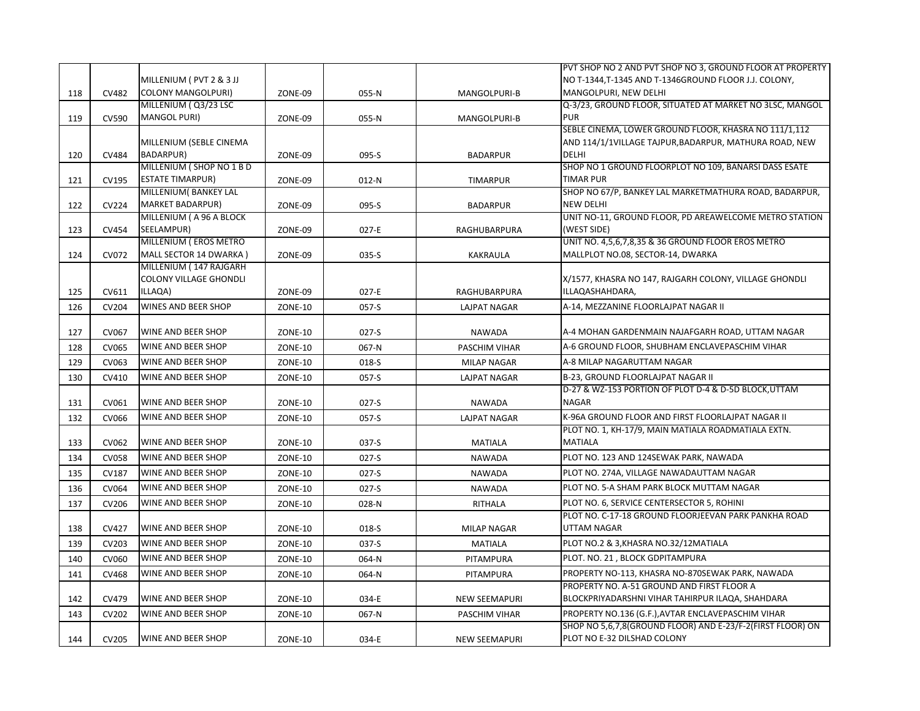| | | | | | | |
|---|---|---|---|---|---|---|
| 118 | CV482 | MILLENIUM ( PVT 2 & 3 JJ COLONY MANGOLPURI) | ZONE-09 | 055-N | MANGOLPURI-B | PVT SHOP NO 2 AND PVT SHOP NO 3, GROUND FLOOR AT PROPERTY NO T-1344,T-1345 AND T-1346GROUND FLOOR J.J. COLONY, MANGOLPURI, NEW DELHI |
| 119 | CV590 | MILLENIUM ( Q3/23 LSC MANGOL PURI) | ZONE-09 | 055-N | MANGOLPURI-B | Q-3/23, GROUND FLOOR, SITUATED AT MARKET NO 3LSC, MANGOL PUR |
| 120 | CV484 | MILLENIUM (SEBLE CINEMA BADARPUR) | ZONE-09 | 095-S | BADARPUR | SEBLE CINEMA, LOWER GROUND FLOOR, KHASRA NO 111/1,112 AND 114/1/1VILLAGE TAJPUR,BADARPUR, MATHURA ROAD, NEW DELHI |
| 121 | CV195 | MILLENIUM ( SHOP NO 1 B D ESTATE TIMARPUR) | ZONE-09 | 012-N | TIMARPUR | SHOP NO 1 GROUND FLOORPLOT NO 109, BANARSI DASS ESATE TIMAR PUR |
| 122 | CV224 | MILLENIUM( BANKEY LAL MARKET BADARPUR) | ZONE-09 | 095-S | BADARPUR | SHOP NO 67/P, BANKEY LAL MARKETMATHURA ROAD, BADARPUR, NEW DELHI |
| 123 | CV454 | MILLENIUM ( A 96 A BLOCK SEELAMPUR) | ZONE-09 | 027-E | RAGHUBARPURA | UNIT NO-11, GROUND FLOOR, PD AREAWELCOME METRO STATION (WEST SIDE) |
| 124 | CV072 | MILLENIUM ( EROS METRO MALL SECTOR 14 DWARKA ) | ZONE-09 | 035-S | KAKRAULA | UNIT NO. 4,5,6,7,8,35 & 36 GROUND FLOOR EROS METRO MALLPLOT NO.08, SECTOR-14, DWARKA |
| 125 | CV611 | MILLENIUM ( 147 RAJGARH COLONY VILLAGE GHONDLI ILLAQA) | ZONE-09 | 027-E | RAGHUBARPURA | X/1577, KHASRA NO 147, RAJGARH COLONY, VILLAGE GHONDLI ILLAQASHAHDARA, |
| 126 | CV204 | WINES AND BEER SHOP | ZONE-10 | 057-S | LAJPAT NAGAR | A-14, MEZZANINE FLOORLAJPAT NAGAR II |
| 127 | CV067 | WINE AND BEER SHOP | ZONE-10 | 027-S | NAWADA | A-4 MOHAN GARDENMAIN NAJAFGARH ROAD, UTTAM NAGAR |
| 128 | CV065 | WINE AND BEER SHOP | ZONE-10 | 067-N | PASCHIM VIHAR | A-6 GROUND FLOOR, SHUBHAM ENCLAVEPASCHIM VIHAR |
| 129 | CV063 | WINE AND BEER SHOP | ZONE-10 | 018-S | MILAP NAGAR | A-8 MILAP NAGARUTTAM NAGAR |
| 130 | CV410 | WINE AND BEER SHOP | ZONE-10 | 057-S | LAJPAT NAGAR | B-23, GROUND FLOORLAJPAT NAGAR II |
| 131 | CV061 | WINE AND BEER SHOP | ZONE-10 | 027-S | NAWADA | D-27 & WZ-153 PORTION OF PLOT D-4 & D-5D BLOCK,UTTAM NAGAR |
| 132 | CV066 | WINE AND BEER SHOP | ZONE-10 | 057-S | LAJPAT NAGAR | K-96A GROUND FLOOR AND FIRST FLOORLAJPAT NAGAR II |
| 133 | CV062 | WINE AND BEER SHOP | ZONE-10 | 037-S | MATIALA | PLOT NO. 1, KH-17/9, MAIN MATIALA ROADMATIALA EXTN. MATIALA |
| 134 | CV058 | WINE AND BEER SHOP | ZONE-10 | 027-S | NAWADA | PLOT NO. 123 AND 124SEWAK PARK, NAWADA |
| 135 | CV187 | WINE AND BEER SHOP | ZONE-10 | 027-S | NAWADA | PLOT NO. 274A, VILLAGE NAWADAUTTAM NAGAR |
| 136 | CV064 | WINE AND BEER SHOP | ZONE-10 | 027-S | NAWADA | PLOT NO. 5-A SHAM PARK BLOCK MUTTAM NAGAR |
| 137 | CV206 | WINE AND BEER SHOP | ZONE-10 | 028-N | RITHALA | PLOT NO. 6, SERVICE CENTERSECTOR 5, ROHINI |
| 138 | CV427 | WINE AND BEER SHOP | ZONE-10 | 018-S | MILAP NAGAR | PLOT NO. C-17-18 GROUND FLOORJEEVAN PARK PANKHA ROAD UTTAM NAGAR |
| 139 | CV203 | WINE AND BEER SHOP | ZONE-10 | 037-S | MATIALA | PLOT NO.2 & 3,KHASRA NO.32/12MATIALA |
| 140 | CV060 | WINE AND BEER SHOP | ZONE-10 | 064-N | PITAMPURA | PLOT. NO. 21 , BLOCK GDPITAMPURA |
| 141 | CV468 | WINE AND BEER SHOP | ZONE-10 | 064-N | PITAMPURA | PROPERTY NO-113, KHASRA NO-870SEWAK PARK, NAWADA |
| 142 | CV479 | WINE AND BEER SHOP | ZONE-10 | 034-E | NEW SEEMAPURI | PROPERTY NO. A-51 GROUND AND FIRST FLOOR A BLOCKPRIYADARSHNI VIHAR TAHIRPUR ILAQA, SHAHDARA |
| 143 | CV202 | WINE AND BEER SHOP | ZONE-10 | 067-N | PASCHIM VIHAR | PROPERTY NO.136 (G.F.),AVTAR ENCLAVEPASCHIM VIHAR |
| 144 | CV205 | WINE AND BEER SHOP | ZONE-10 | 034-E | NEW SEEMAPURI | SHOP NO 5,6,7,8(GROUND FLOOR) AND E-23/F-2(FIRST FLOOR) ON PLOT NO E-32 DILSHAD COLONY |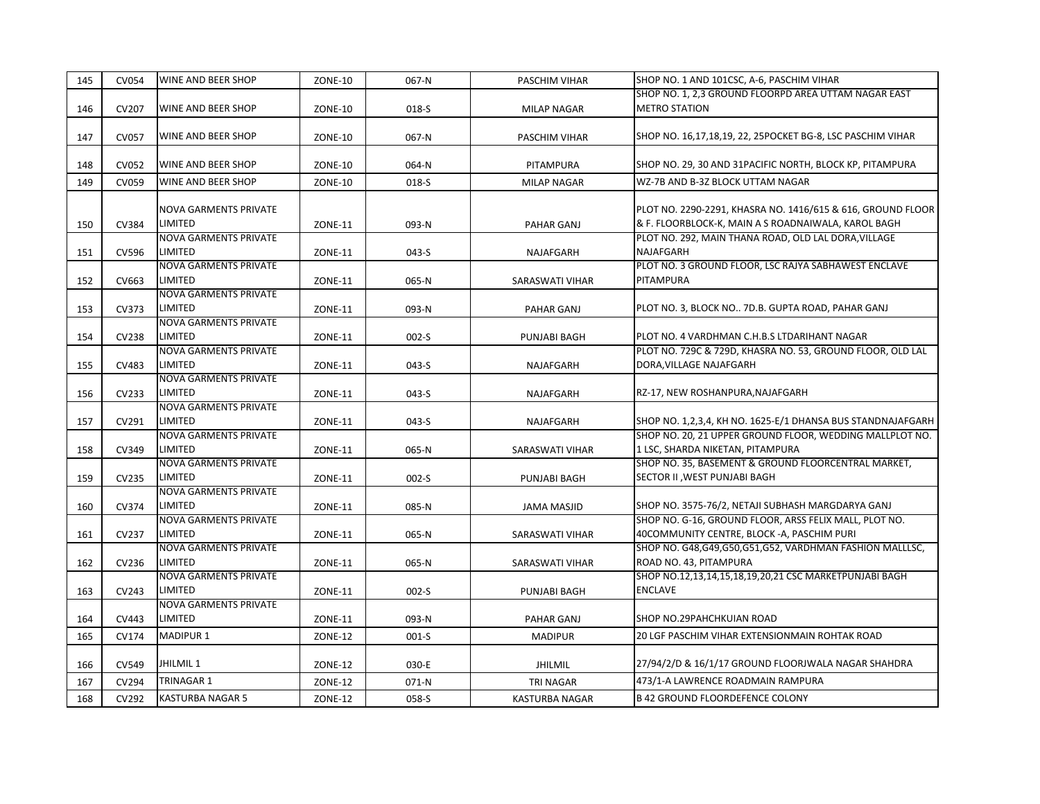| 145 | CV054 | WINE AND BEER SHOP | ZONE-10 | 067-N | PASCHIM VIHAR | SHOP NO. 1 AND 101CSC, A-6, PASCHIM VIHAR |
|---|---|---|---|---|---|---|
| 146 | CV207 | WINE AND BEER SHOP | ZONE-10 | 018-S | MILAP NAGAR | SHOP NO. 1, 2,3 GROUND FLOORPD AREA UTTAM NAGAR EAST METRO STATION |
| 147 | CV057 | WINE AND BEER SHOP | ZONE-10 | 067-N | PASCHIM VIHAR | SHOP NO. 16,17,18,19, 22, 25POCKET BG-8, LSC PASCHIM VIHAR |
| 148 | CV052 | WINE AND BEER SHOP | ZONE-10 | 064-N | PITAMPURA | SHOP NO. 29, 30 AND 31PACIFIC NORTH, BLOCK KP, PITAMPURA |
| 149 | CV059 | WINE AND BEER SHOP | ZONE-10 | 018-S | MILAP NAGAR | WZ-7B AND B-3Z BLOCK UTTAM NAGAR |
| 150 | CV384 | NOVA GARMENTS PRIVATE LIMITED | ZONE-11 | 093-N | PAHAR GANJ | PLOT NO. 2290-2291, KHASRA NO. 1416/615 & 616, GROUND FLOOR & F. FLOORBLOCK-K, MAIN A S ROADNAIWALA, KAROL BAGH |
| 151 | CV596 | NOVA GARMENTS PRIVATE LIMITED | ZONE-11 | 043-S | NAJAFGARH | PLOT NO. 292, MAIN THANA ROAD, OLD LAL DORA,VILLAGE NAJAFGARH |
| 152 | CV663 | NOVA GARMENTS PRIVATE LIMITED | ZONE-11 | 065-N | SARASWATI VIHAR | PLOT NO. 3 GROUND FLOOR, LSC RAJYA SABHAWEST ENCLAVE PITAMPURA |
| 153 | CV373 | NOVA GARMENTS PRIVATE LIMITED | ZONE-11 | 093-N | PAHAR GANJ | PLOT NO. 3, BLOCK NO.. 7D.B. GUPTA ROAD, PAHAR GANJ |
| 154 | CV238 | NOVA GARMENTS PRIVATE LIMITED | ZONE-11 | 002-S | PUNJABI BAGH | PLOT NO. 4 VARDHMAN C.H.B.S LTDARIHANT NAGAR |
| 155 | CV483 | NOVA GARMENTS PRIVATE LIMITED | ZONE-11 | 043-S | NAJAFGARH | PLOT NO. 729C & 729D, KHASRA NO. 53, GROUND FLOOR, OLD LAL DORA,VILLAGE NAJAFGARH |
| 156 | CV233 | NOVA GARMENTS PRIVATE LIMITED | ZONE-11 | 043-S | NAJAFGARH | RZ-17, NEW ROSHANPURA,NAJAFGARH |
| 157 | CV291 | NOVA GARMENTS PRIVATE LIMITED | ZONE-11 | 043-S | NAJAFGARH | SHOP NO. 1,2,3,4, KH NO. 1625-E/1 DHANSA BUS STANDNAJAFGARH |
| 158 | CV349 | NOVA GARMENTS PRIVATE LIMITED | ZONE-11 | 065-N | SARASWATI VIHAR | SHOP NO. 20, 21 UPPER GROUND FLOOR, WEDDING MALLPLOT NO. 1 LSC, SHARDA NIKETAN, PITAMPURA |
| 159 | CV235 | NOVA GARMENTS PRIVATE LIMITED | ZONE-11 | 002-S | PUNJABI BAGH | SHOP NO. 35, BASEMENT & GROUND FLOORCENTRAL MARKET, SECTOR II ,WEST PUNJABI BAGH |
| 160 | CV374 | NOVA GARMENTS PRIVATE LIMITED | ZONE-11 | 085-N | JAMA MASJID | SHOP NO. 3575-76/2, NETAJI SUBHASH MARGDARYA GANJ |
| 161 | CV237 | NOVA GARMENTS PRIVATE LIMITED | ZONE-11 | 065-N | SARASWATI VIHAR | SHOP NO. G-16, GROUND FLOOR, ARSS FELIX MALL, PLOT NO. 40COMMUNITY CENTRE, BLOCK -A, PASCHIM PURI |
| 162 | CV236 | NOVA GARMENTS PRIVATE LIMITED | ZONE-11 | 065-N | SARASWATI VIHAR | SHOP NO. G48,G49,G50,G51,G52, VARDHMAN FASHION MALLLSC, ROAD NO. 43, PITAMPURA |
| 163 | CV243 | NOVA GARMENTS PRIVATE LIMITED | ZONE-11 | 002-S | PUNJABI BAGH | SHOP NO.12,13,14,15,18,19,20,21 CSC MARKETPUNJABI BAGH ENCLAVE |
| 164 | CV443 | NOVA GARMENTS PRIVATE LIMITED | ZONE-11 | 093-N | PAHAR GANJ | SHOP NO.29PAHCHKUIAN ROAD |
| 165 | CV174 | MADIPUR 1 | ZONE-12 | 001-S | MADIPUR | 20 LGF PASCHIM VIHAR EXTENSIONMAIN ROHTAK ROAD |
| 166 | CV549 | JHILMIL 1 | ZONE-12 | 030-E | JHILMIL | 27/94/2/D & 16/1/17 GROUND FLOORJWALA NAGAR SHAHDRA |
| 167 | CV294 | TRINAGAR 1 | ZONE-12 | 071-N | TRI NAGAR | 473/1-A LAWRENCE ROADMAIN RAMPURA |
| 168 | CV292 | KASTURBA NAGAR 5 | ZONE-12 | 058-S | KASTURBA NAGAR | B 42 GROUND FLOORDEFENCE COLONY |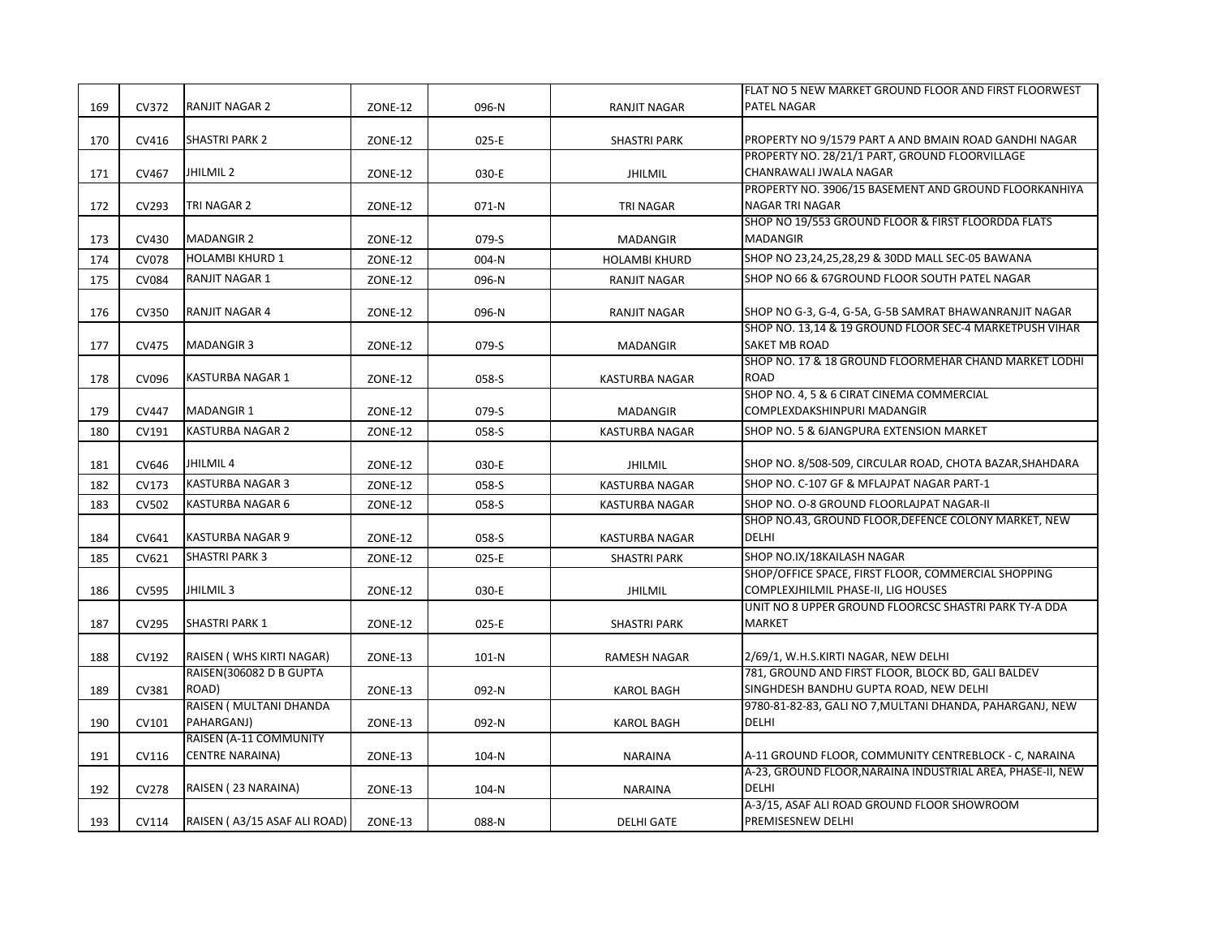| | | | | | | |
|---|---|---|---|---|---|---|
| 169 | CV372 | RANJIT NAGAR 2 | ZONE-12 | 096-N | RANJIT NAGAR | FLAT NO 5 NEW MARKET GROUND FLOOR AND FIRST FLOORWEST PATEL NAGAR |
| 170 | CV416 | SHASTRI PARK 2 | ZONE-12 | 025-E | SHASTRI PARK | PROPERTY NO 9/1579 PART A AND BMAIN ROAD GANDHI NAGAR |
| 171 | CV467 | JHILMIL 2 | ZONE-12 | 030-E | JHILMIL | PROPERTY NO. 28/21/1 PART, GROUND FLOORVILLAGE CHANRAWALI JWALA NAGAR |
| 172 | CV293 | TRI NAGAR 2 | ZONE-12 | 071-N | TRI NAGAR | PROPERTY NO. 3906/15 BASEMENT AND GROUND FLOORKANHIYA NAGAR TRI NAGAR |
| 173 | CV430 | MADANGIR 2 | ZONE-12 | 079-S | MADANGIR | SHOP NO 19/553 GROUND FLOOR & FIRST FLOORDDA FLATS MADANGIR |
| 174 | CV078 | HOLAMBI KHURD 1 | ZONE-12 | 004-N | HOLAMBI KHURD | SHOP NO 23,24,25,28,29 & 30DD MALL SEC-05 BAWANA |
| 175 | CV084 | RANJIT NAGAR 1 | ZONE-12 | 096-N | RANJIT NAGAR | SHOP NO 66 & 67GROUND FLOOR SOUTH PATEL NAGAR |
| 176 | CV350 | RANJIT NAGAR 4 | ZONE-12 | 096-N | RANJIT NAGAR | SHOP NO G-3, G-4, G-5A, G-5B SAMRAT BHAWANRANJIT NAGAR |
| 177 | CV475 | MADANGIR 3 | ZONE-12 | 079-S | MADANGIR | SHOP NO. 13,14 & 19 GROUND FLOOR SEC-4 MARKETPUSH VIHAR SAKET MB ROAD |
| 178 | CV096 | KASTURBA NAGAR 1 | ZONE-12 | 058-S | KASTURBA NAGAR | SHOP NO. 17 & 18 GROUND FLOORMEHAR CHAND MARKET LODHI ROAD |
| 179 | CV447 | MADANGIR 1 | ZONE-12 | 079-S | MADANGIR | SHOP NO. 4, 5 & 6 CIRAT CINEMA COMMERCIAL COMPLEXDAKSHINPURI MADANGIR |
| 180 | CV191 | KASTURBA NAGAR 2 | ZONE-12 | 058-S | KASTURBA NAGAR | SHOP NO. 5 & 6JANGPURA EXTENSION MARKET |
| 181 | CV646 | JHILMIL 4 | ZONE-12 | 030-E | JHILMIL | SHOP NO. 8/508-509, CIRCULAR ROAD, CHOTA BAZAR,SHAHDARA |
| 182 | CV173 | KASTURBA NAGAR 3 | ZONE-12 | 058-S | KASTURBA NAGAR | SHOP NO. C-107 GF & MFLAJPAT NAGAR PART-1 |
| 183 | CV502 | KASTURBA NAGAR 6 | ZONE-12 | 058-S | KASTURBA NAGAR | SHOP NO. O-8 GROUND FLOORLAJPAT NAGAR-II |
| 184 | CV641 | KASTURBA NAGAR 9 | ZONE-12 | 058-S | KASTURBA NAGAR | SHOP NO.43, GROUND FLOOR,DEFENCE COLONY MARKET, NEW DELHI |
| 185 | CV621 | SHASTRI PARK 3 | ZONE-12 | 025-E | SHASTRI PARK | SHOP NO.IX/18KAILASH NAGAR |
| 186 | CV595 | JHILMIL 3 | ZONE-12 | 030-E | JHILMIL | SHOP/OFFICE SPACE, FIRST FLOOR, COMMERCIAL SHOPPING COMPLEXJHILMIL PHASE-II, LIG HOUSES |
| 187 | CV295 | SHASTRI PARK 1 | ZONE-12 | 025-E | SHASTRI PARK | UNIT NO 8 UPPER GROUND FLOORCSC SHASTRI PARK TY-A DDA MARKET |
| 188 | CV192 | RAISEN ( WHS KIRTI NAGAR) | ZONE-13 | 101-N | RAMESH NAGAR | 2/69/1, W.H.S.KIRTI NAGAR, NEW DELHI |
| 189 | CV381 | RAISEN(306082 D B GUPTA ROAD) | ZONE-13 | 092-N | KAROL BAGH | 781, GROUND AND FIRST FLOOR, BLOCK BD, GALI BALDEV SINGHDESH BANDHU GUPTA ROAD, NEW DELHI |
| 190 | CV101 | RAISEN ( MULTANI DHANDA PAHARGANJ) | ZONE-13 | 092-N | KAROL BAGH | 9780-81-82-83, GALI NO 7,MULTANI DHANDA, PAHARGANJ, NEW DELHI |
| 191 | CV116 | RAISEN (A-11 COMMUNITY CENTRE NARAINA) | ZONE-13 | 104-N | NARAINA | A-11 GROUND FLOOR, COMMUNITY CENTREBLOCK - C, NARAINA |
| 192 | CV278 | RAISEN ( 23 NARAINA) | ZONE-13 | 104-N | NARAINA | A-23, GROUND FLOOR,NARAINA INDUSTRIAL AREA, PHASE-II, NEW DELHI |
| 193 | CV114 | RAISEN ( A3/15 ASAF ALI ROAD) | ZONE-13 | 088-N | DELHI GATE | A-3/15, ASAF ALI ROAD GROUND FLOOR SHOWROOM PREMISESNEW DELHI |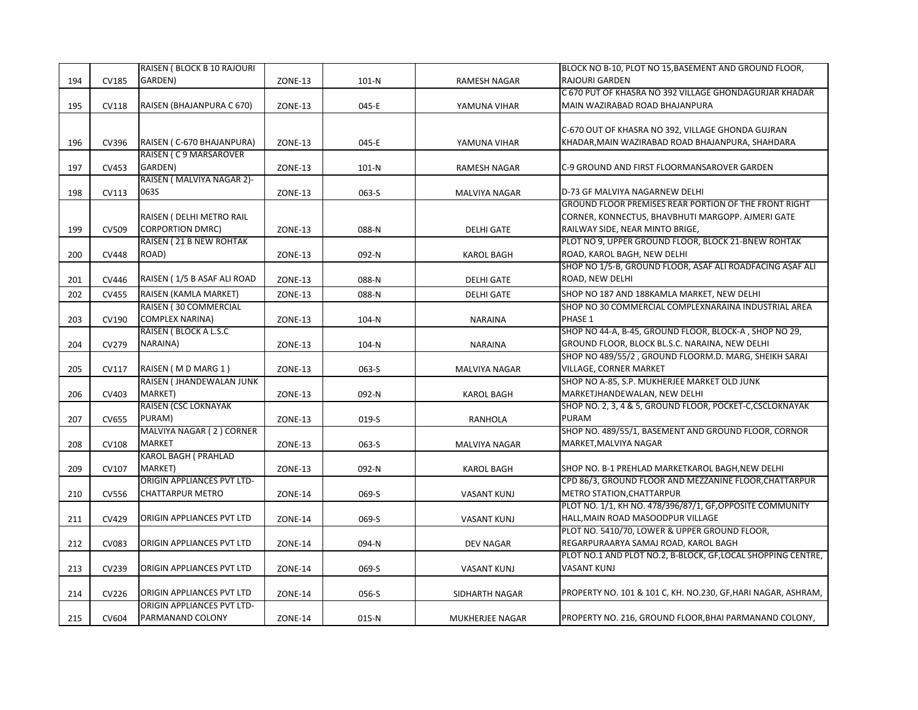| 194 | CV185 | RAISEN ( BLOCK B 10 RAJOURI GARDEN) | ZONE-13 | 101-N | RAMESH NAGAR | BLOCK NO B-10, PLOT NO 15,BASEMENT AND GROUND FLOOR, RAJOURI GARDEN |
|---|---|---|---|---|---|---|
| 195 | CV118 | RAISEN (BHAJANPURA C 670) | ZONE-13 | 045-E | YAMUNA VIHAR | C 670 PUT OF KHASRA NO 392 VILLAGE GHONDAGURJAR KHADAR MAIN WAZIRABAD ROAD BHAJANPURA |
| 196 | CV396 | RAISEN ( C-670 BHAJANPURA) | ZONE-13 | 045-E | YAMUNA VIHAR | C-670 OUT OF KHASRA NO 392, VILLAGE GHONDA GUJRAN KHADAR,MAIN WAZIRABAD ROAD BHAJANPURA, SHAHDARA |
| 197 | CV453 | RAISEN ( C 9 MARSAROVER GARDEN) | ZONE-13 | 101-N | RAMESH NAGAR | C-9 GROUND AND FIRST FLOORMANSAROVER GARDEN |
| 198 | CV113 | RAISEN ( MALVIYA NAGAR 2)- 063S | ZONE-13 | 063-S | MALVIYA NAGAR | D-73 GF MALVIYA NAGARNEW DELHI |
| 199 | CV509 | RAISEN ( DELHI METRO RAIL CORPORTION DMRC) | ZONE-13 | 088-N | DELHI GATE | GROUND FLOOR PREMISES REAR PORTION OF THE FRONT RIGHT CORNER, KONNECTUS, BHAVBHUTI MARGOPP. AJMERI GATE RAILWAY SIDE, NEAR MINTO BRIGE, |
| 200 | CV448 | RAISEN ( 21 B NEW ROHTAK ROAD) | ZONE-13 | 092-N | KAROL BAGH | PLOT NO 9, UPPER GROUND FLOOR, BLOCK 21-BNEW ROHTAK ROAD, KAROL BAGH, NEW DELHI |
| 201 | CV446 | RAISEN ( 1/5 B ASAF ALI ROAD | ZONE-13 | 088-N | DELHI GATE | SHOP NO 1/5-B, GROUND FLOOR, ASAF ALI ROADFACING ASAF ALI ROAD, NEW DELHI |
| 202 | CV455 | RAISEN (KAMLA MARKET) | ZONE-13 | 088-N | DELHI GATE | SHOP NO 187 AND 188KAMLA MARKET, NEW DELHI |
| 203 | CV190 | RAISEN ( 30 COMMERCIAL COMPLEX NARINA) | ZONE-13 | 104-N | NARAINA | SHOP NO 30 COMMERCIAL COMPLEXNARAINA INDUSTRIAL AREA PHASE 1 |
| 204 | CV279 | RAISEN ( BLOCK A L.S.C NARAINA) | ZONE-13 | 104-N | NARAINA | SHOP NO 44-A, B-45, GROUND FLOOR, BLOCK-A , SHOP NO 29, GROUND FLOOR, BLOCK BL.S.C. NARAINA, NEW DELHI |
| 205 | CV117 | RAISEN ( M D MARG 1 ) | ZONE-13 | 063-S | MALVIYA NAGAR | SHOP NO 489/55/2 , GROUND FLOORM.D. MARG, SHEIKH SARAI VILLAGE, CORNER MARKET |
| 206 | CV403 | RAISEN ( JHANDEWALAN JUNK MARKET) | ZONE-13 | 092-N | KAROL BAGH | SHOP NO A-85, S.P. MUKHERJEE MARKET OLD JUNK MARKETJHANDEWALAN, NEW DELHI |
| 207 | CV655 | RAISEN (CSC LOKNAYAK PURAM) | ZONE-13 | 019-S | RANHOLA | SHOP NO. 2, 3, 4 & 5, GROUND FLOOR, POCKET-C,CSCLOKNAYAK PURAM |
| 208 | CV108 | MALVIYA NAGAR ( 2 ) CORNER MARKET | ZONE-13 | 063-S | MALVIYA NAGAR | SHOP NO. 489/55/1, BASEMENT AND GROUND FLOOR, CORNOR MARKET,MALVIYA NAGAR |
| 209 | CV107 | KAROL BAGH ( PRAHLAD MARKET) | ZONE-13 | 092-N | KAROL BAGH | SHOP NO. B-1 PREHLAD MARKETKAROL BAGH,NEW DELHI |
| 210 | CV556 | ORIGIN APPLIANCES PVT LTD- CHATTARPUR METRO | ZONE-14 | 069-S | VASANT KUNJ | CPD 86/3, GROUND FLOOR AND MEZZANINE FLOOR,CHATTARPUR METRO STATION,CHATTARPUR |
| 211 | CV429 | ORIGIN APPLIANCES PVT LTD | ZONE-14 | 069-S | VASANT KUNJ | PLOT NO. 1/1, KH NO. 478/396/87/1, GF,OPPOSITE COMMUNITY HALL,MAIN ROAD MASOODPUR VILLAGE |
| 212 | CV083 | ORIGIN APPLIANCES PVT LTD | ZONE-14 | 094-N | DEV NAGAR | PLOT NO. 5410/70, LOWER & UPPER GROUND FLOOR, REGARPURAARYA SAMAJ ROAD, KAROL BAGH |
| 213 | CV239 | ORIGIN APPLIANCES PVT LTD | ZONE-14 | 069-S | VASANT KUNJ | PLOT NO.1 AND PLOT NO.2, B-BLOCK, GF,LOCAL SHOPPING CENTRE, VASANT KUNJ |
| 214 | CV226 | ORIGIN APPLIANCES PVT LTD | ZONE-14 | 056-S | SIDHARTH NAGAR | PROPERTY NO. 101 & 101 C, KH. NO.230, GF,HARI NAGAR, ASHRAM, |
| 215 | CV604 | ORIGIN APPLIANCES PVT LTD- PARMANAND COLONY | ZONE-14 | 015-N | MUKHERJEE NAGAR | PROPERTY NO. 216, GROUND FLOOR,BHAI PARMANAND COLONY, |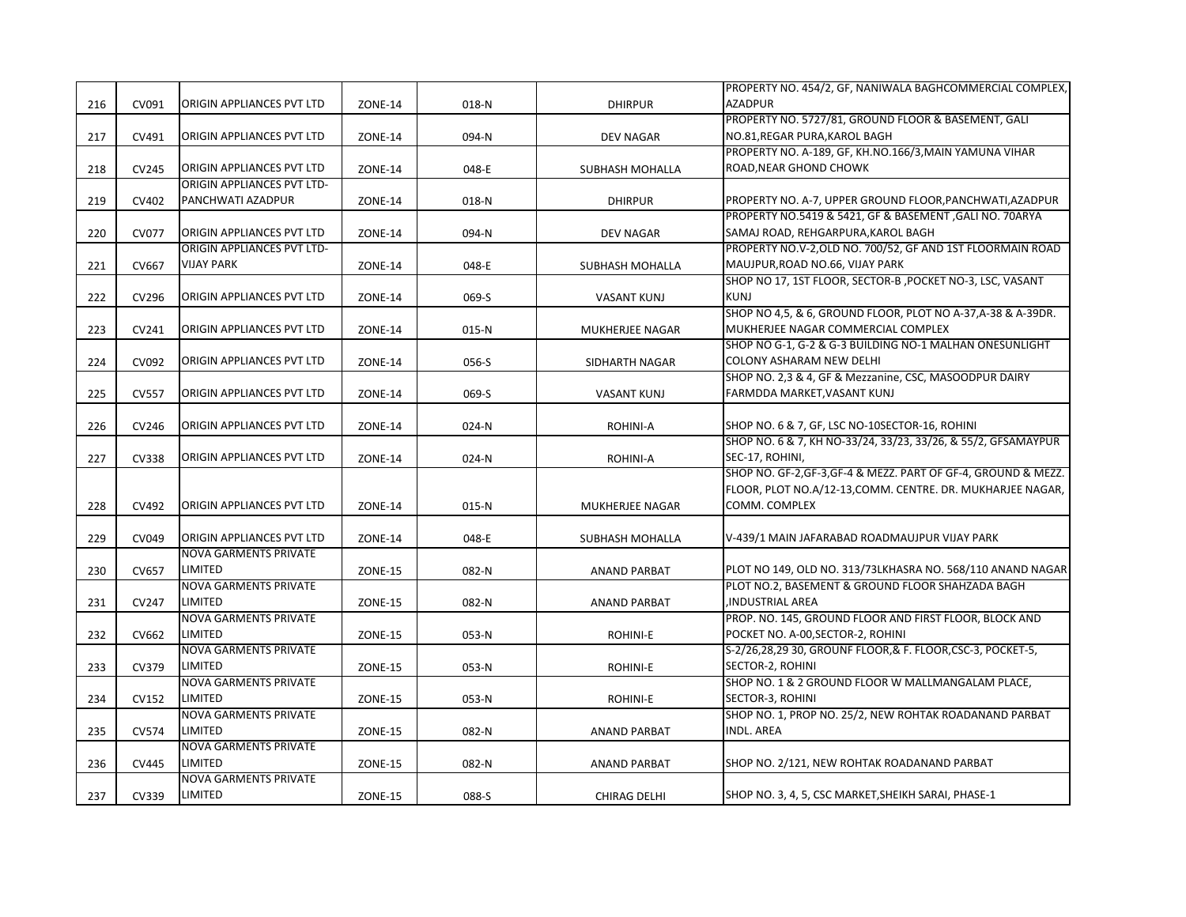| | | | | | | |
|---|---|---|---|---|---|---|
| 216 | CV091 | ORIGIN APPLIANCES PVT LTD | ZONE-14 | 018-N | DHIRPUR | PROPERTY NO. 454/2, GF, NANIWALA BAGHCOMMERCIAL COMPLEX, AZADPUR |
| 217 | CV491 | ORIGIN APPLIANCES PVT LTD | ZONE-14 | 094-N | DEV NAGAR | PROPERTY NO. 5727/81, GROUND FLOOR & BASEMENT, GALI NO.81,REGAR PURA,KAROL BAGH |
| 218 | CV245 | ORIGIN APPLIANCES PVT LTD | ZONE-14 | 048-E | SUBHASH MOHALLA | PROPERTY NO. A-189, GF, KH.NO.166/3,MAIN YAMUNA VIHAR ROAD,NEAR GHOND CHOWK |
| 219 | CV402 | ORIGIN APPLIANCES PVT LTD-PANCHWATI AZADPUR | ZONE-14 | 018-N | DHIRPUR | PROPERTY NO. A-7, UPPER GROUND FLOOR,PANCHWATI,AZADPUR |
| 220 | CV077 | ORIGIN APPLIANCES PVT LTD | ZONE-14 | 094-N | DEV NAGAR | PROPERTY NO.5419 & 5421, GF & BASEMENT ,GALI NO. 70ARYA SAMAJ ROAD, REHGARPURA,KAROL BAGH |
| 221 | CV667 | ORIGIN APPLIANCES PVT LTD-VIJAY PARK | ZONE-14 | 048-E | SUBHASH MOHALLA | PROPERTY NO.V-2,OLD NO. 700/52, GF AND 1ST FLOORMAIN ROAD MAUJPUR,ROAD NO.66, VIJAY PARK |
| 222 | CV296 | ORIGIN APPLIANCES PVT LTD | ZONE-14 | 069-S | VASANT KUNJ | SHOP NO 17, 1ST FLOOR, SECTOR-B ,POCKET NO-3, LSC, VASANT KUNJ |
| 223 | CV241 | ORIGIN APPLIANCES PVT LTD | ZONE-14 | 015-N | MUKHERJEE NAGAR | SHOP NO 4,5, & 6, GROUND FLOOR, PLOT NO A-37,A-38 & A-39DR. MUKHERJEE NAGAR COMMERCIAL COMPLEX |
| 224 | CV092 | ORIGIN APPLIANCES PVT LTD | ZONE-14 | 056-S | SIDHARTH NAGAR | SHOP NO G-1, G-2 & G-3 BUILDING NO-1 MALHAN ONESUNLIGHT COLONY ASHARAM NEW DELHI |
| 225 | CV557 | ORIGIN APPLIANCES PVT LTD | ZONE-14 | 069-S | VASANT KUNJ | SHOP NO. 2,3 & 4, GF & Mezzanine, CSC, MASOODPUR DAIRY FARMDDA MARKET,VASANT KUNJ |
| 226 | CV246 | ORIGIN APPLIANCES PVT LTD | ZONE-14 | 024-N | ROHINI-A | SHOP NO. 6 & 7, GF, LSC NO-10SECTOR-16, ROHINI |
| 227 | CV338 | ORIGIN APPLIANCES PVT LTD | ZONE-14 | 024-N | ROHINI-A | SHOP NO. 6 & 7, KH NO-33/24, 33/23, 33/26, & 55/2, GFSAMAYPUR SEC-17, ROHINI, |
| 228 | CV492 | ORIGIN APPLIANCES PVT LTD | ZONE-14 | 015-N | MUKHERJEE NAGAR | SHOP NO. GF-2,GF-3,GF-4 & MEZZ. PART OF GF-4, GROUND & MEZZ. FLOOR, PLOT NO.A/12-13,COMM. CENTRE. DR. MUKHARJEE NAGAR, COMM. COMPLEX |
| 229 | CV049 | ORIGIN APPLIANCES PVT LTD | ZONE-14 | 048-E | SUBHASH MOHALLA | V-439/1 MAIN JAFARABAD ROADMAUJPUR VIJAY PARK |
| 230 | CV657 | NOVA GARMENTS PRIVATE LIMITED | ZONE-15 | 082-N | ANAND PARBAT | PLOT NO 149, OLD NO. 313/73LKHASRA NO. 568/110 ANAND NAGAR |
| 231 | CV247 | NOVA GARMENTS PRIVATE LIMITED | ZONE-15 | 082-N | ANAND PARBAT | PLOT NO.2, BASEMENT & GROUND FLOOR SHAHZADA BAGH ,INDUSTRIAL AREA |
| 232 | CV662 | NOVA GARMENTS PRIVATE LIMITED | ZONE-15 | 053-N | ROHINI-E | PROP. NO. 145, GROUND FLOOR AND FIRST FLOOR, BLOCK AND POCKET NO. A-00,SECTOR-2, ROHINI |
| 233 | CV379 | NOVA GARMENTS PRIVATE LIMITED | ZONE-15 | 053-N | ROHINI-E | S-2/26,28,29 30, GROUNF FLOOR,& F. FLOOR,CSC-3, POCKET-5, SECTOR-2, ROHINI |
| 234 | CV152 | NOVA GARMENTS PRIVATE LIMITED | ZONE-15 | 053-N | ROHINI-E | SHOP NO. 1 & 2 GROUND FLOOR W MALLMANGALAM PLACE, SECTOR-3, ROHINI |
| 235 | CV574 | NOVA GARMENTS PRIVATE LIMITED | ZONE-15 | 082-N | ANAND PARBAT | SHOP NO. 1, PROP NO. 25/2, NEW ROHTAK ROADANAND PARBAT INDL. AREA |
| 236 | CV445 | NOVA GARMENTS PRIVATE LIMITED | ZONE-15 | 082-N | ANAND PARBAT | SHOP NO. 2/121, NEW ROHTAK ROADANAND PARBAT |
| 237 | CV339 | NOVA GARMENTS PRIVATE LIMITED | ZONE-15 | 088-S | CHIRAG DELHI | SHOP NO. 3, 4, 5, CSC MARKET,SHEIKH SARAI, PHASE-1 |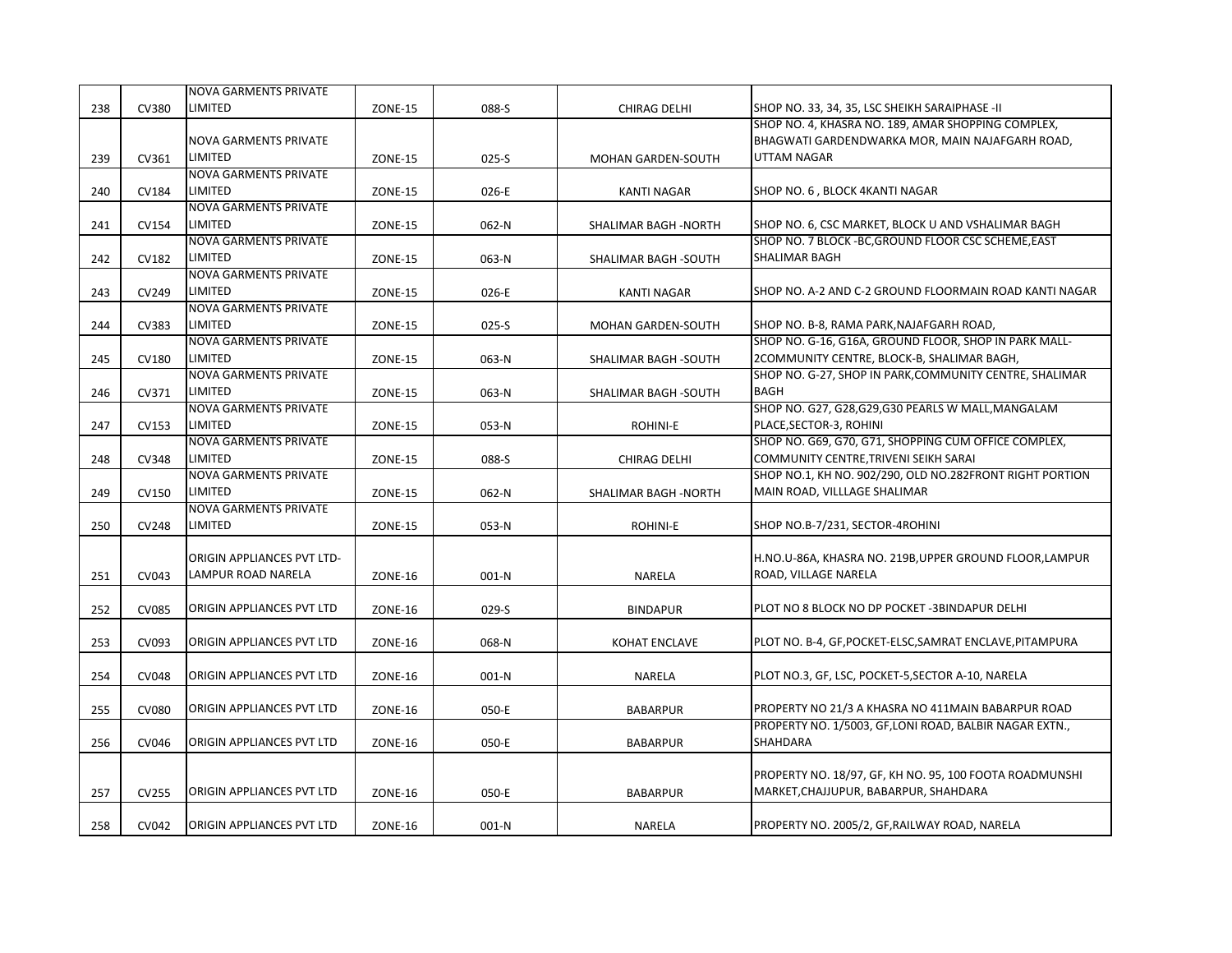| 238 | CV380 | NOVA GARMENTS PRIVATE LIMITED | ZONE-15 | 088-S | CHIRAG DELHI | SHOP NO. 33, 34, 35, LSC SHEIKH SARAIPHASE -II |
|---|---|---|---|---|---|---|
| 239 | CV361 | NOVA GARMENTS PRIVATE LIMITED | ZONE-15 | 025-S | MOHAN GARDEN-SOUTH | SHOP NO. 4, KHASRA NO. 189, AMAR SHOPPING COMPLEX, BHAGWATI GARDENDWARKA MOR, MAIN NAJAFGARH ROAD, UTTAM NAGAR |
| 240 | CV184 | NOVA GARMENTS PRIVATE LIMITED | ZONE-15 | 026-E | KANTI NAGAR | SHOP NO. 6 , BLOCK 4KANTI NAGAR |
| 241 | CV154 | NOVA GARMENTS PRIVATE LIMITED | ZONE-15 | 062-N | SHALIMAR BAGH -NORTH | SHOP NO. 6, CSC MARKET, BLOCK U AND VSHALIMAR BAGH |
| 242 | CV182 | NOVA GARMENTS PRIVATE LIMITED | ZONE-15 | 063-N | SHALIMAR BAGH -SOUTH | SHOP NO. 7 BLOCK -BC,GROUND FLOOR CSC SCHEME,EAST SHALIMAR BAGH |
| 243 | CV249 | NOVA GARMENTS PRIVATE LIMITED | ZONE-15 | 026-E | KANTI NAGAR | SHOP NO. A-2 AND C-2 GROUND FLOORMAIN ROAD KANTI NAGAR |
| 244 | CV383 | NOVA GARMENTS PRIVATE LIMITED | ZONE-15 | 025-S | MOHAN GARDEN-SOUTH | SHOP NO. B-8, RAMA PARK,NAJAFGARH ROAD, |
| 245 | CV180 | NOVA GARMENTS PRIVATE LIMITED | ZONE-15 | 063-N | SHALIMAR BAGH -SOUTH | SHOP NO. G-16, G16A, GROUND FLOOR, SHOP IN PARK MALL-2COMMUNITY CENTRE, BLOCK-B, SHALIMAR BAGH, |
| 246 | CV371 | NOVA GARMENTS PRIVATE LIMITED | ZONE-15 | 063-N | SHALIMAR BAGH -SOUTH | SHOP NO. G-27, SHOP IN PARK,COMMUNITY CENTRE, SHALIMAR BAGH |
| 247 | CV153 | NOVA GARMENTS PRIVATE LIMITED | ZONE-15 | 053-N | ROHINI-E | SHOP NO. G27, G28,G29,G30 PEARLS W MALL,MANGALAM PLACE,SECTOR-3, ROHINI |
| 248 | CV348 | NOVA GARMENTS PRIVATE LIMITED | ZONE-15 | 088-S | CHIRAG DELHI | SHOP NO. G69, G70, G71, SHOPPING CUM OFFICE COMPLEX, COMMUNITY CENTRE,TRIVENI SEIKH SARAI |
| 249 | CV150 | NOVA GARMENTS PRIVATE LIMITED | ZONE-15 | 062-N | SHALIMAR BAGH -NORTH | SHOP NO.1, KH NO. 902/290, OLD NO.282FRONT RIGHT PORTION MAIN ROAD, VILLLAGE SHALIMAR |
| 250 | CV248 | NOVA GARMENTS PRIVATE LIMITED | ZONE-15 | 053-N | ROHINI-E | SHOP NO.B-7/231, SECTOR-4ROHINI |
| 251 | CV043 | ORIGIN APPLIANCES PVT LTD- LAMPUR ROAD NARELA | ZONE-16 | 001-N | NARELA | H.NO.U-86A, KHASRA NO. 219B,UPPER GROUND FLOOR,LAMPUR ROAD, VILLAGE NARELA |
| 252 | CV085 | ORIGIN APPLIANCES PVT LTD | ZONE-16 | 029-S | BINDAPUR | PLOT NO 8 BLOCK NO DP POCKET -3BINDAPUR DELHI |
| 253 | CV093 | ORIGIN APPLIANCES PVT LTD | ZONE-16 | 068-N | KOHAT ENCLAVE | PLOT NO. B-4, GF,POCKET-ELSC,SAMRAT ENCLAVE,PITAMPURA |
| 254 | CV048 | ORIGIN APPLIANCES PVT LTD | ZONE-16 | 001-N | NARELA | PLOT NO.3, GF, LSC, POCKET-5,SECTOR A-10, NARELA |
| 255 | CV080 | ORIGIN APPLIANCES PVT LTD | ZONE-16 | 050-E | BABARPUR | PROPERTY NO 21/3 A KHASRA NO 411MAIN BABARPUR ROAD |
| 256 | CV046 | ORIGIN APPLIANCES PVT LTD | ZONE-16 | 050-E | BABARPUR | PROPERTY NO. 1/5003, GF,LONI ROAD, BALBIR NAGAR EXTN., SHAHDARA |
| 257 | CV255 | ORIGIN APPLIANCES PVT LTD | ZONE-16 | 050-E | BABARPUR | PROPERTY NO. 18/97, GF, KH NO. 95, 100 FOOTA ROADMUNSHI MARKET,CHAJJUPUR, BABARPUR, SHAHDARA |
| 258 | CV042 | ORIGIN APPLIANCES PVT LTD | ZONE-16 | 001-N | NARELA | PROPERTY NO. 2005/2, GF,RAILWAY ROAD, NARELA |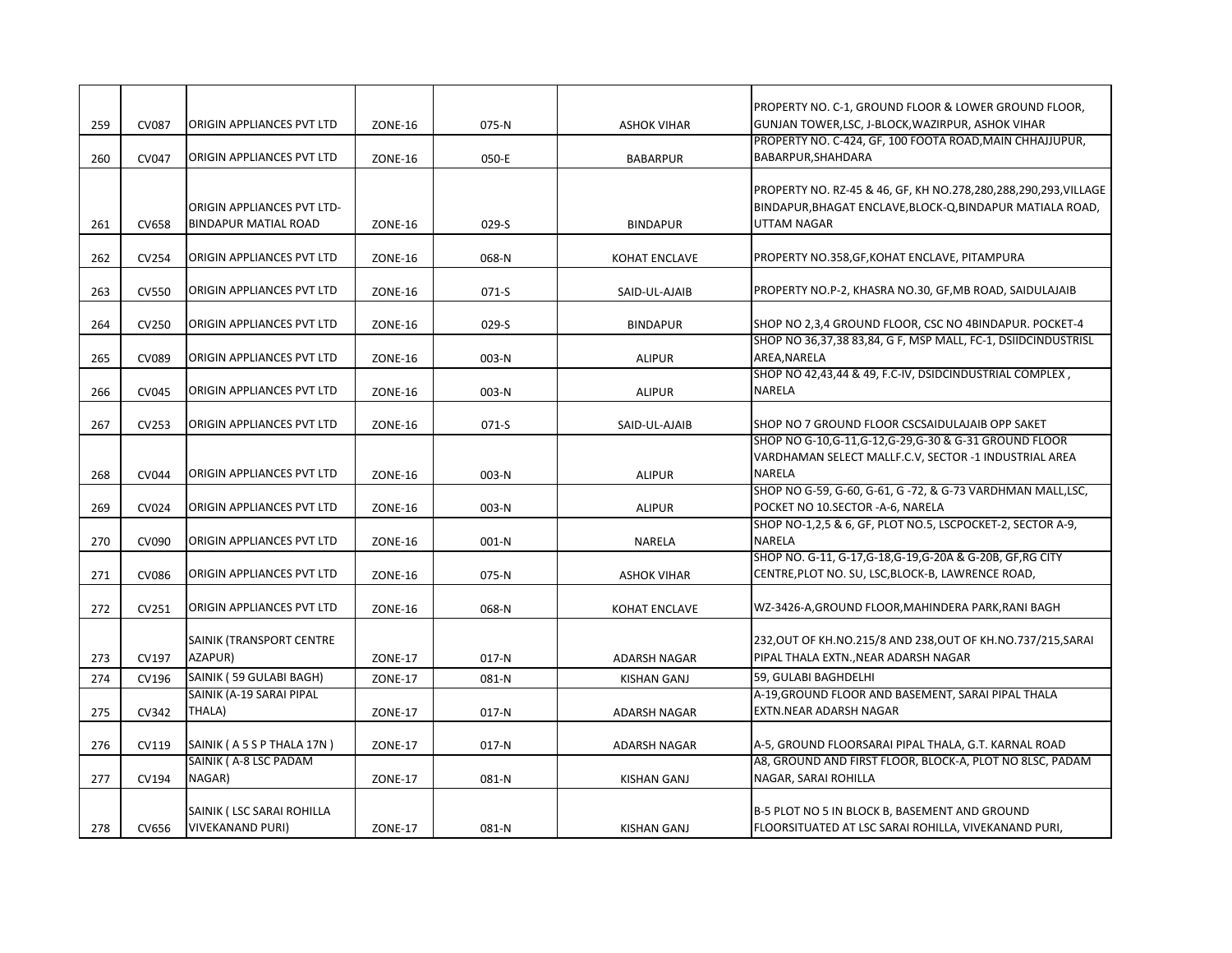| 259 | CV087 | ORIGIN APPLIANCES PVT LTD | ZONE-16 | 075-N | ASHOK VIHAR | PROPERTY NO. C-1, GROUND FLOOR & LOWER GROUND FLOOR, GUNJAN TOWER,LSC, J-BLOCK,WAZIRPUR, ASHOK VIHAR |
|---|---|---|---|---|---|---|
| 260 | CV047 | ORIGIN APPLIANCES PVT LTD | ZONE-16 | 050-E | BABARPUR | PROPERTY NO. C-424, GF, 100 FOOTA ROAD,MAIN CHHAJJUPUR, BABARPUR,SHAHDARA |
| 261 | CV658 | ORIGIN APPLIANCES PVT LTD-BINDAPUR MATIAL ROAD | ZONE-16 | 029-S | BINDAPUR | PROPERTY NO. RZ-45 & 46, GF, KH NO.278,280,288,290,293,VILLAGE BINDAPUR,BHAGAT ENCLAVE,BLOCK-Q,BINDAPUR MATIALA ROAD, UTTAM NAGAR |
| 262 | CV254 | ORIGIN APPLIANCES PVT LTD | ZONE-16 | 068-N | KOHAT ENCLAVE | PROPERTY NO.358,GF,KOHAT ENCLAVE, PITAMPURA |
| 263 | CV550 | ORIGIN APPLIANCES PVT LTD | ZONE-16 | 071-S | SAID-UL-AJAIB | PROPERTY NO.P-2, KHASRA NO.30, GF,MB ROAD, SAIDULAJAIB |
| 264 | CV250 | ORIGIN APPLIANCES PVT LTD | ZONE-16 | 029-S | BINDAPUR | SHOP NO 2,3,4 GROUND FLOOR, CSC NO 4BINDAPUR. POCKET-4 |
| 265 | CV089 | ORIGIN APPLIANCES PVT LTD | ZONE-16 | 003-N | ALIPUR | SHOP NO 36,37,38 83,84, G F, MSP MALL, FC-1, DSIIDCINDUSTRISL AREA,NARELA |
| 266 | CV045 | ORIGIN APPLIANCES PVT LTD | ZONE-16 | 003-N | ALIPUR | SHOP NO 42,43,44 & 49, F.C-IV, DSIDCINDUSTRIAL COMPLEX , NARELA |
| 267 | CV253 | ORIGIN APPLIANCES PVT LTD | ZONE-16 | 071-S | SAID-UL-AJAIB | SHOP NO 7 GROUND FLOOR CSCSAIDULAJAIB OPP SAKET |
| 268 | CV044 | ORIGIN APPLIANCES PVT LTD | ZONE-16 | 003-N | ALIPUR | SHOP NO G-10,G-11,G-12,G-29,G-30 & G-31 GROUND FLOOR VARDHAMAN SELECT MALLF.C.V, SECTOR -1 INDUSTRIAL AREA NARELA |
| 269 | CV024 | ORIGIN APPLIANCES PVT LTD | ZONE-16 | 003-N | ALIPUR | SHOP NO G-59, G-60, G-61, G -72, & G-73 VARDHMAN MALL,LSC, POCKET NO 10.SECTOR -A-6, NARELA |
| 270 | CV090 | ORIGIN APPLIANCES PVT LTD | ZONE-16 | 001-N | NARELA | SHOP NO-1,2,5 & 6, GF, PLOT NO.5, LSCPOCKET-2, SECTOR A-9, NARELA |
| 271 | CV086 | ORIGIN APPLIANCES PVT LTD | ZONE-16 | 075-N | ASHOK VIHAR | SHOP NO. G-11, G-17,G-18,G-19,G-20A & G-20B, GF,RG CITY CENTRE,PLOT NO. SU, LSC,BLOCK-B, LAWRENCE ROAD, |
| 272 | CV251 | ORIGIN APPLIANCES PVT LTD | ZONE-16 | 068-N | KOHAT ENCLAVE | WZ-3426-A,GROUND FLOOR,MAHINDERA PARK,RANI BAGH |
| 273 | CV197 | SAINIK (TRANSPORT CENTRE AZAPUR) | ZONE-17 | 017-N | ADARSH NAGAR | 232,OUT OF KH.NO.215/8 AND 238,OUT OF KH.NO.737/215,SARAI PIPAL THALA EXTN.,NEAR ADARSH NAGAR |
| 274 | CV196 | SAINIK ( 59 GULABI BAGH) | ZONE-17 | 081-N | KISHAN GANJ | 59, GULABI BAGHDELHI |
| 275 | CV342 | SAINIK (A-19 SARAI PIPAL THALA) | ZONE-17 | 017-N | ADARSH NAGAR | A-19,GROUND FLOOR AND BASEMENT, SARAI PIPAL THALA EXTN.NEAR ADARSH NAGAR |
| 276 | CV119 | SAINIK ( A 5 S P THALA 17N ) | ZONE-17 | 017-N | ADARSH NAGAR | A-5, GROUND FLOORSARAI PIPAL THALA, G.T. KARNAL ROAD |
| 277 | CV194 | SAINIK ( A-8 LSC PADAM NAGAR) | ZONE-17 | 081-N | KISHAN GANJ | A8, GROUND AND FIRST FLOOR, BLOCK-A, PLOT NO 8LSC, PADAM NAGAR, SARAI ROHILLA |
| 278 | CV656 | SAINIK ( LSC SARAI ROHILLA VIVEKANAND PURI) | ZONE-17 | 081-N | KISHAN GANJ | B-5 PLOT NO 5 IN BLOCK B, BASEMENT AND GROUND FLOORSITUATED AT LSC SARAI ROHILLA, VIVEKANAND PURI, |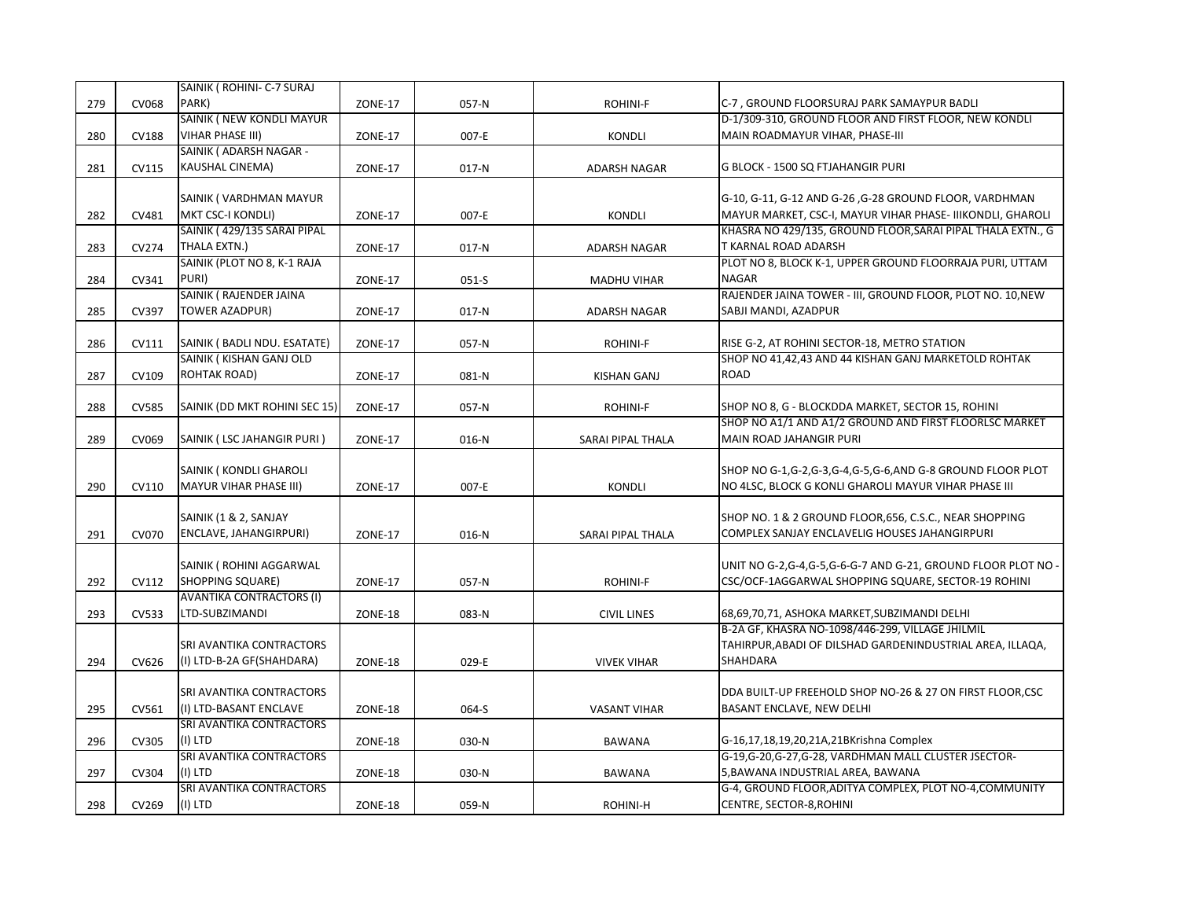| 279 | CV068 | SAINIK ( ROHINI- C-7 SURAJ PARK) | ZONE-17 | 057-N | ROHINI-F | C-7 , GROUND FLOORSURAJ PARK SAMAYPUR BADLI |
|---|---|---|---|---|---|---|
| 280 | CV188 | SAINIK ( NEW KONDLI MAYUR VIHAR PHASE III) | ZONE-17 | 007-E | KONDLI | D-1/309-310, GROUND FLOOR AND FIRST FLOOR, NEW KONDLI MAIN ROADMAYUR VIHAR, PHASE-III |
| 281 | CV115 | SAINIK ( ADARSH NAGAR - KAUSHAL CINEMA) | ZONE-17 | 017-N | ADARSH NAGAR | G BLOCK - 1500 SQ FTJAHANGIR PURI |
| 282 | CV481 | SAINIK ( VARDHMAN MAYUR MKT CSC-I KONDLI) | ZONE-17 | 007-E | KONDLI | G-10, G-11, G-12 AND G-26 ,G-28 GROUND FLOOR, VARDHMAN MAYUR MARKET, CSC-I, MAYUR VIHAR PHASE- IIIKONDLI, GHAROLI |
| 283 | CV274 | SAINIK ( 429/135 SARAI PIPAL THALA EXTN.) | ZONE-17 | 017-N | ADARSH NAGAR | KHASRA NO 429/135, GROUND FLOOR,SARAI PIPAL THALA EXTN., G T KARNAL ROAD ADARSH |
| 284 | CV341 | SAINIK (PLOT NO 8, K-1 RAJA PURI) | ZONE-17 | 051-S | MADHU VIHAR | PLOT NO 8, BLOCK K-1, UPPER GROUND FLOORRAJA PURI, UTTAM NAGAR |
| 285 | CV397 | SAINIK ( RAJENDER JAINA TOWER AZADPUR) | ZONE-17 | 017-N | ADARSH NAGAR | RAJENDER JAINA TOWER - III, GROUND FLOOR, PLOT NO. 10,NEW SABJI MANDI, AZADPUR |
| 286 | CV111 | SAINIK ( BADLI NDU. ESATATE) | ZONE-17 | 057-N | ROHINI-F | RISE G-2, AT ROHINI SECTOR-18, METRO STATION |
| 287 | CV109 | SAINIK ( KISHAN GANJ OLD ROHTAK ROAD) | ZONE-17 | 081-N | KISHAN GANJ | SHOP NO 41,42,43 AND 44 KISHAN GANJ MARKETOLD ROHTAK ROAD |
| 288 | CV585 | SAINIK (DD MKT ROHINI SEC 15) | ZONE-17 | 057-N | ROHINI-F | SHOP NO 8, G - BLOCKDDA MARKET, SECTOR 15, ROHINI |
| 289 | CV069 | SAINIK ( LSC JAHANGIR PURI ) | ZONE-17 | 016-N | SARAI PIPAL THALA | SHOP NO A1/1 AND A1/2 GROUND AND FIRST FLOORLSC MARKET MAIN ROAD JAHANGIR PURI |
| 290 | CV110 | SAINIK ( KONDLI GHAROLI MAYUR VIHAR PHASE III) | ZONE-17 | 007-E | KONDLI | SHOP NO G-1,G-2,G-3,G-4,G-5,G-6,AND G-8 GROUND FLOOR PLOT NO 4LSC, BLOCK G KONLI GHAROLI MAYUR VIHAR PHASE III |
| 291 | CV070 | SAINIK (1 & 2, SANJAY ENCLAVE, JAHANGIRPURI) | ZONE-17 | 016-N | SARAI PIPAL THALA | SHOP NO. 1 & 2 GROUND FLOOR,656, C.S.C., NEAR SHOPPING COMPLEX SANJAY ENCLAVELIG HOUSES JAHANGIRPURI |
| 292 | CV112 | SAINIK ( ROHINI AGGARWAL SHOPPING SQUARE) | ZONE-17 | 057-N | ROHINI-F | UNIT NO G-2,G-4,G-5,G-6-G-7 AND G-21, GROUND FLOOR PLOT NO - CSC/OCF-1AGGARWAL SHOPPING SQUARE, SECTOR-19 ROHINI |
| 293 | CV533 | AVANTIKA CONTRACTORS (I) LTD-SUBZIMANDI | ZONE-18 | 083-N | CIVIL LINES | 68,69,70,71, ASHOKA MARKET,SUBZIMANDI DELHI |
| 294 | CV626 | SRI AVANTIKA CONTRACTORS (I) LTD-B-2A GF(SHAHDARA) | ZONE-18 | 029-E | VIVEK VIHAR | B-2A GF, KHASRA NO-1098/446-299, VILLAGE JHILMIL TAHIRPUR,ABADI OF DILSHAD GARDENINDUSTRIAL AREA, ILLAQA, SHAHDARA |
| 295 | CV561 | SRI AVANTIKA CONTRACTORS (I) LTD-BASANT ENCLAVE | ZONE-18 | 064-S | VASANT VIHAR | DDA BUILT-UP FREEHOLD SHOP NO-26 & 27 ON FIRST FLOOR,CSC BASANT ENCLAVE, NEW DELHI |
| 296 | CV305 | SRI AVANTIKA CONTRACTORS (I) LTD | ZONE-18 | 030-N | BAWANA | G-16,17,18,19,20,21A,21BKrishna Complex |
| 297 | CV304 | SRI AVANTIKA CONTRACTORS (I) LTD | ZONE-18 | 030-N | BAWANA | G-19,G-20,G-27,G-28, VARDHMAN MALL CLUSTER JSECTOR-5,BAWANA INDUSTRIAL AREA, BAWANA |
| 298 | CV269 | SRI AVANTIKA CONTRACTORS (I) LTD | ZONE-18 | 059-N | ROHINI-H | G-4, GROUND FLOOR,ADITYA COMPLEX, PLOT NO-4,COMMUNITY CENTRE, SECTOR-8,ROHINI |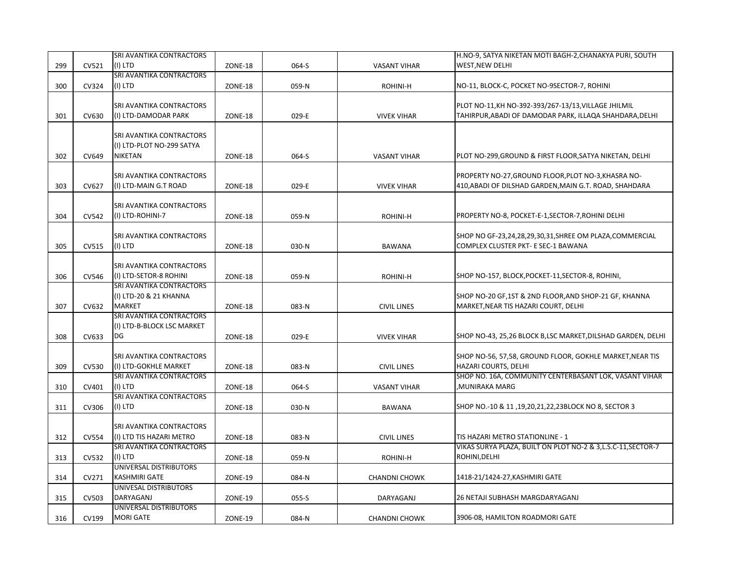| | | | | | | |
|---|---|---|---|---|---|---|
| 299 | CV521 | SRI AVANTIKA CONTRACTORS (I) LTD | ZONE-18 | 064-S | VASANT VIHAR | H.NO-9, SATYA NIKETAN MOTI BAGH-2,CHANAKYA PURI, SOUTH WEST,NEW DELHI |
| 300 | CV324 | SRI AVANTIKA CONTRACTORS (I) LTD | ZONE-18 | 059-N | ROHINI-H | NO-11, BLOCK-C, POCKET NO-9SECTOR-7, ROHINI |
| 301 | CV630 | SRI AVANTIKA CONTRACTORS (I) LTD-DAMODAR PARK | ZONE-18 | 029-E | VIVEK VIHAR | PLOT NO-11,KH NO-392-393/267-13/13,VILLAGE JHILMIL TAHIRPUR,ABADI OF DAMODAR PARK, ILLAQA SHAHDARA,DELHI |
| 302 | CV649 | SRI AVANTIKA CONTRACTORS (I) LTD-PLOT NO-299 SATYA NIKETAN | ZONE-18 | 064-S | VASANT VIHAR | PLOT NO-299,GROUND & FIRST FLOOR,SATYA NIKETAN, DELHI |
| 303 | CV627 | SRI AVANTIKA CONTRACTORS (I) LTD-MAIN G.T ROAD | ZONE-18 | 029-E | VIVEK VIHAR | PROPERTY NO-27,GROUND FLOOR,PLOT NO-3,KHASRA NO-410,ABADI OF DILSHAD GARDEN,MAIN G.T. ROAD, SHAHDARA |
| 304 | CV542 | SRI AVANTIKA CONTRACTORS (I) LTD-ROHINI-7 | ZONE-18 | 059-N | ROHINI-H | PROPERTY NO-8, POCKET-E-1,SECTOR-7,ROHINI DELHI |
| 305 | CV515 | SRI AVANTIKA CONTRACTORS (I) LTD | ZONE-18 | 030-N | BAWANA | SHOP NO GF-23,24,28,29,30,31,SHREE OM PLAZA,COMMERCIAL COMPLEX CLUSTER PKT- E SEC-1 BAWANA |
| 306 | CV546 | SRI AVANTIKA CONTRACTORS (I) LTD-SETOR-8 ROHINI | ZONE-18 | 059-N | ROHINI-H | SHOP NO-157, BLOCK,POCKET-11,SECTOR-8, ROHINI, |
| 307 | CV632 | SRI AVANTIKA CONTRACTORS (I) LTD-20 & 21 KHANNA MARKET | ZONE-18 | 083-N | CIVIL LINES | SHOP NO-20 GF,1ST & 2ND FLOOR,AND SHOP-21 GF, KHANNA MARKET,NEAR TIS HAZARI COURT, DELHI |
| 308 | CV633 | SRI AVANTIKA CONTRACTORS (I) LTD-B-BLOCK LSC MARKET DG | ZONE-18 | 029-E | VIVEK VIHAR | SHOP NO-43, 25,26 BLOCK B,LSC MARKET,DILSHAD GARDEN, DELHI |
| 309 | CV530 | SRI AVANTIKA CONTRACTORS (I) LTD-GOKHLE MARKET | ZONE-18 | 083-N | CIVIL LINES | SHOP NO-56, 57,58, GROUND FLOOR, GOKHLE MARKET,NEAR TIS HAZARI COURTS, DELHI |
| 310 | CV401 | SRI AVANTIKA CONTRACTORS (I) LTD | ZONE-18 | 064-S | VASANT VIHAR | SHOP NO. 16A, COMMUNITY CENTERBASANT LOK, VASANT VIHAR ,MUNIRAKA MARG |
| 311 | CV306 | SRI AVANTIKA CONTRACTORS (I) LTD | ZONE-18 | 030-N | BAWANA | SHOP NO.-10 & 11 ,19,20,21,22,23BLOCK NO 8, SECTOR 3 |
| 312 | CV554 | SRI AVANTIKA CONTRACTORS (I) LTD TIS HAZARI METRO | ZONE-18 | 083-N | CIVIL LINES | TIS HAZARI METRO STATIONLINE - 1 |
| 313 | CV532 | SRI AVANTIKA CONTRACTORS (I) LTD | ZONE-18 | 059-N | ROHINI-H | VIKAS SURYA PLAZA, BUILT ON PLOT NO-2 & 3,L.S.C-11,SECTOR-7 ROHINI,DELHI |
| 314 | CV271 | UNIVERSAL DISTRIBUTORS KASHMIRI GATE | ZONE-19 | 084-N | CHANDNI CHOWK | 1418-21/1424-27,KASHMIRI GATE |
| 315 | CV503 | UNIVESAL DISTRIBUTORS DARYAGANJ | ZONE-19 | 055-S | DARYAGANJ | 26 NETAJI SUBHASH MARGDARYAGANJ |
| 316 | CV199 | UNIVERSAL DISTRIBUTORS MORI GATE | ZONE-19 | 084-N | CHANDNI CHOWK | 3906-08, HAMILTON ROADMORI GATE |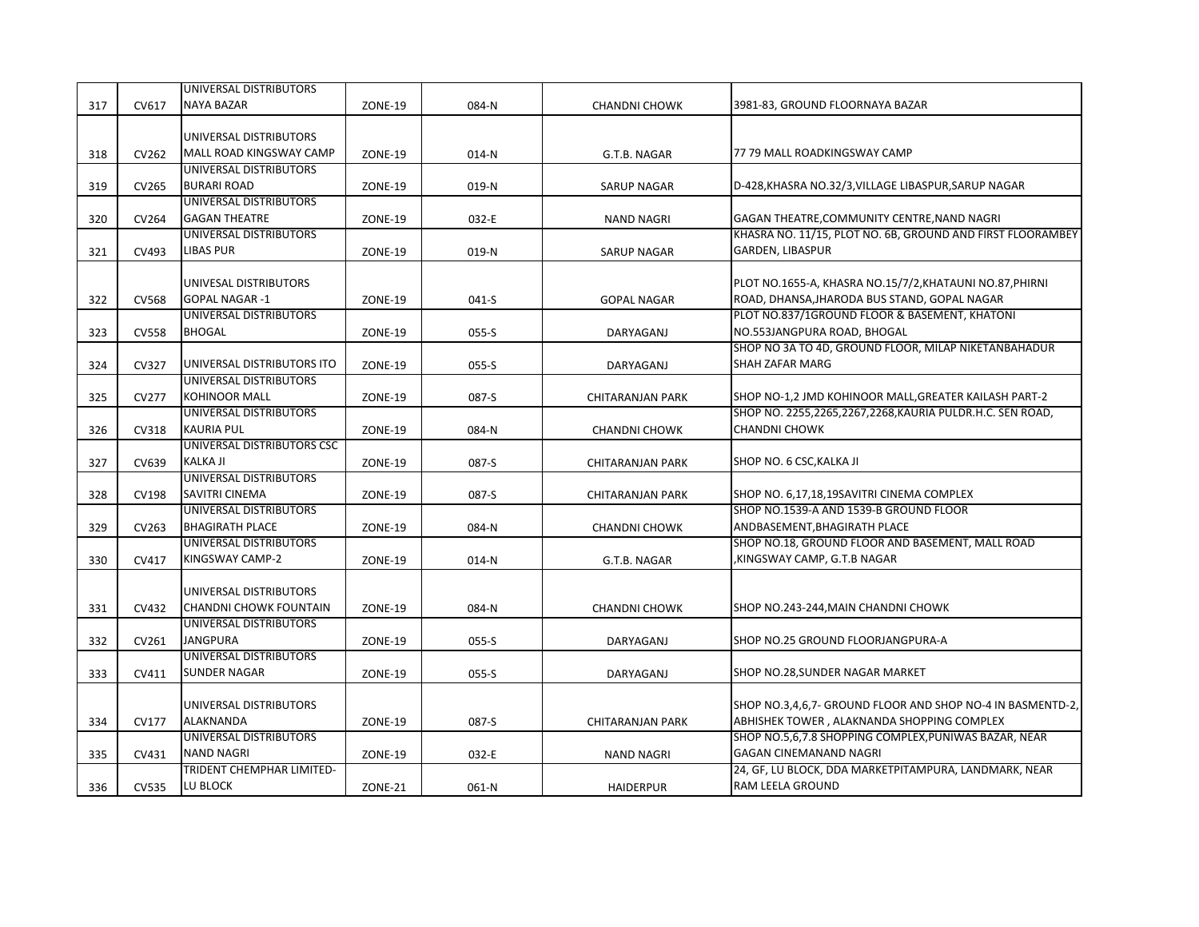| | | | | | | |
|---|---|---|---|---|---|---|
| 317 | CV617 | UNIVERSAL DISTRIBUTORS NAYA BAZAR | ZONE-19 | 084-N | CHANDNI CHOWK | 3981-83, GROUND FLOORNAYA BAZAR |
| 318 | CV262 | UNIVERSAL DISTRIBUTORS MALL ROAD KINGSWAY CAMP | ZONE-19 | 014-N | G.T.B. NAGAR | 77 79 MALL ROADKINGSWAY CAMP |
| 319 | CV265 | UNIVERSAL DISTRIBUTORS BURARI ROAD | ZONE-19 | 019-N | SARUP NAGAR | D-428,KHASRA NO.32/3,VILLAGE LIBASPUR,SARUP NAGAR |
| 320 | CV264 | UNIVERSAL DISTRIBUTORS GAGAN THEATRE | ZONE-19 | 032-E | NAND NAGRI | GAGAN THEATRE,COMMUNITY CENTRE,NAND NAGRI |
| 321 | CV493 | UNIVERSAL DISTRIBUTORS LIBAS PUR | ZONE-19 | 019-N | SARUP NAGAR | KHASRA NO. 11/15, PLOT NO. 6B, GROUND AND FIRST FLOORAMBEY GARDEN, LIBASPUR |
| 322 | CV568 | UNIVESAL DISTRIBUTORS GOPAL NAGAR -1 | ZONE-19 | 041-S | GOPAL NAGAR | PLOT NO.1655-A, KHASRA NO.15/7/2,KHATAUNI NO.87,PHIRNI ROAD, DHANSA,JHARODA BUS STAND, GOPAL NAGAR |
| 323 | CV558 | UNIVERSAL DISTRIBUTORS BHOGAL | ZONE-19 | 055-S | DARYAGANJ | PLOT NO.837/1GROUND FLOOR & BASEMENT, KHATONI NO.553JANGPURA ROAD, BHOGAL |
| 324 | CV327 | UNIVERSAL DISTRIBUTORS ITO | ZONE-19 | 055-S | DARYAGANJ | SHOP NO 3A TO 4D, GROUND FLOOR, MILAP NIKETANBAHADUR SHAH ZAFAR MARG |
| 325 | CV277 | UNIVERSAL DISTRIBUTORS KOHINOOR MALL | ZONE-19 | 087-S | CHITARANJAN PARK | SHOP NO-1,2 JMD KOHINOOR MALL,GREATER KAILASH PART-2 |
| 326 | CV318 | UNIVERSAL DISTRIBUTORS KAURIA PUL | ZONE-19 | 084-N | CHANDNI CHOWK | SHOP NO. 2255,2265,2267,2268,KAURIA PULDR.H.C. SEN ROAD, CHANDNI CHOWK |
| 327 | CV639 | UNIVERSAL DISTRIBUTORS CSC KALKA JI | ZONE-19 | 087-S | CHITARANJAN PARK | SHOP NO. 6 CSC,KALKA JI |
| 328 | CV198 | UNIVERSAL DISTRIBUTORS SAVITRI CINEMA | ZONE-19 | 087-S | CHITARANJAN PARK | SHOP NO. 6,17,18,19SAVITRI CINEMA COMPLEX |
| 329 | CV263 | UNIVERSAL DISTRIBUTORS BHAGIRATH PLACE | ZONE-19 | 084-N | CHANDNI CHOWK | SHOP NO.1539-A AND 1539-B GROUND FLOOR ANDBASEMENT,BHAGIRATH PLACE |
| 330 | CV417 | UNIVERSAL DISTRIBUTORS KINGSWAY CAMP-2 | ZONE-19 | 014-N | G.T.B. NAGAR | SHOP NO.18, GROUND FLOOR AND BASEMENT, MALL ROAD ,KINGSWAY CAMP, G.T.B NAGAR |
| 331 | CV432 | UNIVERSAL DISTRIBUTORS CHANDNI CHOWK FOUNTAIN | ZONE-19 | 084-N | CHANDNI CHOWK | SHOP NO.243-244,MAIN CHANDNI CHOWK |
| 332 | CV261 | UNIVERSAL DISTRIBUTORS JANGPURA | ZONE-19 | 055-S | DARYAGANJ | SHOP NO.25 GROUND FLOORJANGPURA-A |
| 333 | CV411 | UNIVERSAL DISTRIBUTORS SUNDER NAGAR | ZONE-19 | 055-S | DARYAGANJ | SHOP NO.28,SUNDER NAGAR MARKET |
| 334 | CV177 | UNIVERSAL DISTRIBUTORS ALAKNANDA | ZONE-19 | 087-S | CHITARANJAN PARK | SHOP NO.3,4,6,7- GROUND FLOOR AND SHOP NO-4 IN BASMENTD-2, ABHISHEK TOWER , ALAKNANDA SHOPPING COMPLEX |
| 335 | CV431 | UNIVERSAL DISTRIBUTORS NAND NAGRI | ZONE-19 | 032-E | NAND NAGRI | SHOP NO.5,6,7.8 SHOPPING COMPLEX,PUNIWAS BAZAR, NEAR GAGAN CINEMANAND NAGRI |
| 336 | CV535 | TRIDENT CHEMPHAR LIMITED-LU BLOCK | ZONE-21 | 061-N | HAIDERPUR | 24, GF, LU BLOCK, DDA MARKETPITAMPURA, LANDMARK, NEAR RAM LEELA GROUND |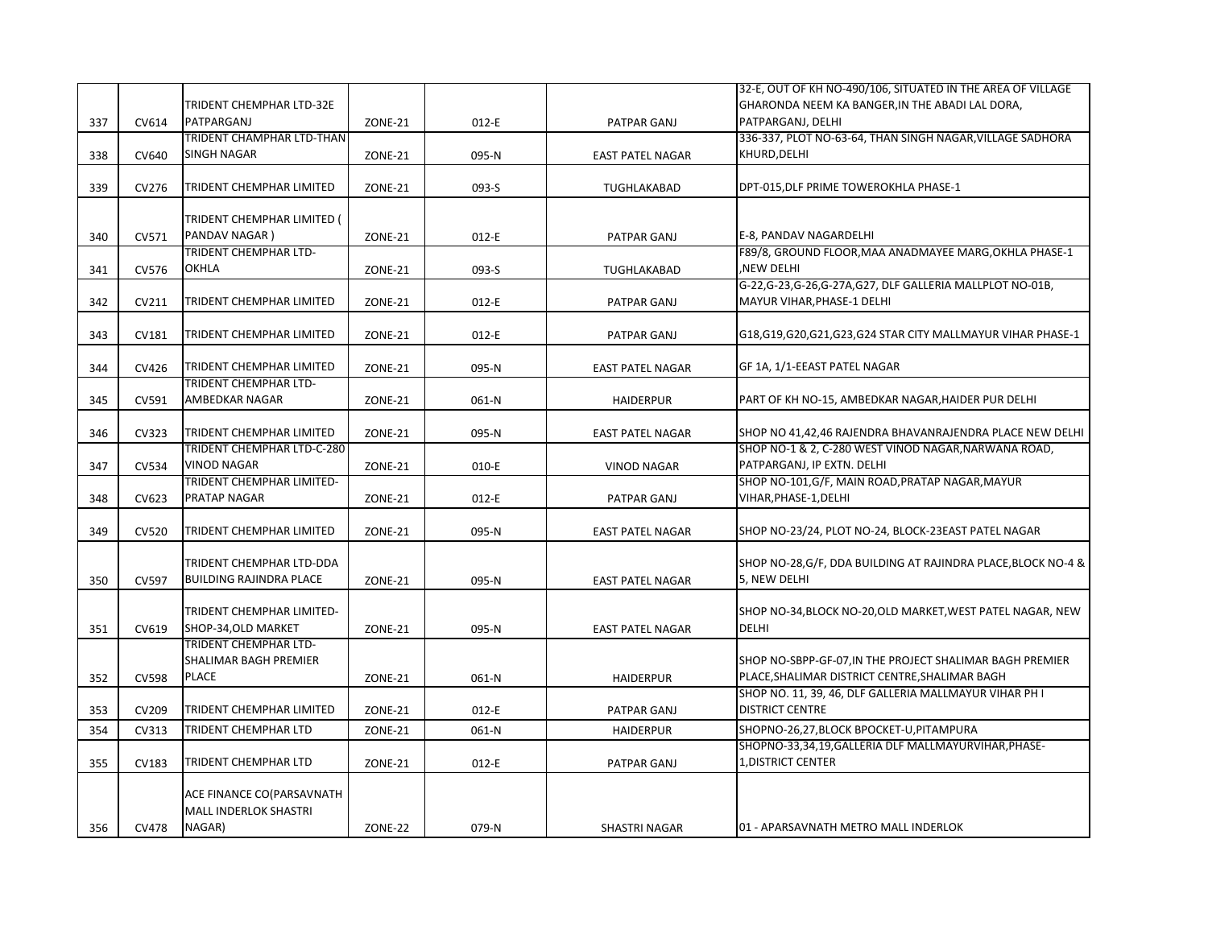| 337 | CV614 | TRIDENT CHEMPHAR LTD-32E PATPARGANJ | ZONE-21 | 012-E | PATPAR GANJ | 32-E, OUT OF KH NO-490/106, SITUATED IN THE AREA OF VILLAGE GHARONDA NEEM KA BANGER,IN THE ABADI LAL DORA, PATPARGANJ, DELHI |
|---|---|---|---|---|---|---|
| 338 | CV640 | TRIDENT CHAMPHAR LTD-THAN SINGH NAGAR | ZONE-21 | 095-N | EAST PATEL NAGAR | 336-337, PLOT NO-63-64, THAN SINGH NAGAR,VILLAGE SADHORA KHURD,DELHI |
| 339 | CV276 | TRIDENT CHEMPHAR LIMITED | ZONE-21 | 093-S | TUGHLAKABAD | DPT-015,DLF PRIME TOWEROKHLA PHASE-1 |
| 340 | CV571 | TRIDENT CHEMPHAR LIMITED ( PANDAV NAGAR ) | ZONE-21 | 012-E | PATPAR GANJ | E-8, PANDAV NAGARDELHI |
| 341 | CV576 | TRIDENT CHEMPHAR LTD-OKHLA | ZONE-21 | 093-S | TUGHLAKABAD | F89/8, GROUND FLOOR,MAA ANADMAYEE MARG,OKHLA PHASE-1 ,NEW DELHI |
| 342 | CV211 | TRIDENT CHEMPHAR LIMITED | ZONE-21 | 012-E | PATPAR GANJ | G-22,G-23,G-26,G-27A,G27, DLF GALLERIA MALLPLOT NO-01B, MAYUR VIHAR,PHASE-1 DELHI |
| 343 | CV181 | TRIDENT CHEMPHAR LIMITED | ZONE-21 | 012-E | PATPAR GANJ | G18,G19,G20,G21,G23,G24 STAR CITY MALLMAYUR VIHAR PHASE-1 |
| 344 | CV426 | TRIDENT CHEMPHAR LIMITED | ZONE-21 | 095-N | EAST PATEL NAGAR | GF 1A, 1/1-EEAST PATEL NAGAR |
| 345 | CV591 | TRIDENT CHEMPHAR LTD-AMBEDKAR NAGAR | ZONE-21 | 061-N | HAIDERPUR | PART OF KH NO-15, AMBEDKAR NAGAR,HAIDER PUR DELHI |
| 346 | CV323 | TRIDENT CHEMPHAR LIMITED | ZONE-21 | 095-N | EAST PATEL NAGAR | SHOP NO 41,42,46 RAJENDRA BHAVANRAJENDRA PLACE NEW DELHI |
| 347 | CV534 | TRIDENT CHEMPHAR LTD-C-280 VINOD NAGAR | ZONE-21 | 010-E | VINOD NAGAR | SHOP NO-1 & 2, C-280 WEST VINOD NAGAR,NARWANA ROAD, PATPARGANJ, IP EXTN. DELHI |
| 348 | CV623 | TRIDENT CHEMPHAR LIMITED-PRATAP NAGAR | ZONE-21 | 012-E | PATPAR GANJ | SHOP NO-101,G/F, MAIN ROAD,PRATAP NAGAR,MAYUR VIHAR,PHASE-1,DELHI |
| 349 | CV520 | TRIDENT CHEMPHAR LIMITED | ZONE-21 | 095-N | EAST PATEL NAGAR | SHOP NO-23/24, PLOT NO-24, BLOCK-23EAST PATEL NAGAR |
| 350 | CV597 | TRIDENT CHEMPHAR LTD-DDA BUILDING RAJINDRA PLACE | ZONE-21 | 095-N | EAST PATEL NAGAR | SHOP NO-28,G/F, DDA BUILDING AT RAJINDRA PLACE,BLOCK NO-4 & 5, NEW DELHI |
| 351 | CV619 | TRIDENT CHEMPHAR LIMITED-SHOP-34,OLD MARKET | ZONE-21 | 095-N | EAST PATEL NAGAR | SHOP NO-34,BLOCK NO-20,OLD MARKET,WEST PATEL NAGAR, NEW DELHI |
| 352 | CV598 | TRIDENT CHEMPHAR LTD-SHALIMAR BAGH PREMIER PLACE | ZONE-21 | 061-N | HAIDERPUR | SHOP NO-SBPP-GF-07,IN THE PROJECT SHALIMAR BAGH PREMIER PLACE,SHALIMAR DISTRICT CENTRE,SHALIMAR BAGH |
| 353 | CV209 | TRIDENT CHEMPHAR LIMITED | ZONE-21 | 012-E | PATPAR GANJ | SHOP NO. 11, 39, 46, DLF GALLERIA MALLMAYUR VIHAR PH I DISTRICT CENTRE |
| 354 | CV313 | TRIDENT CHEMPHAR LTD | ZONE-21 | 061-N | HAIDERPUR | SHOPNO-26,27,BLOCK BPOCKET-U,PITAMPURA |
| 355 | CV183 | TRIDENT CHEMPHAR LTD | ZONE-21 | 012-E | PATPAR GANJ | SHOPNO-33,34,19,GALLERIA DLF MALLMAYURVIHAR,PHASE-1,DISTRICT CENTER |
| 356 | CV478 | ACE FINANCE CO(PARSAVNATH MALL INDERLOK SHASTRI NAGAR) | ZONE-22 | 079-N | SHASTRI NAGAR | 01 - APARSAVNATH METRO MALL INDERLOK |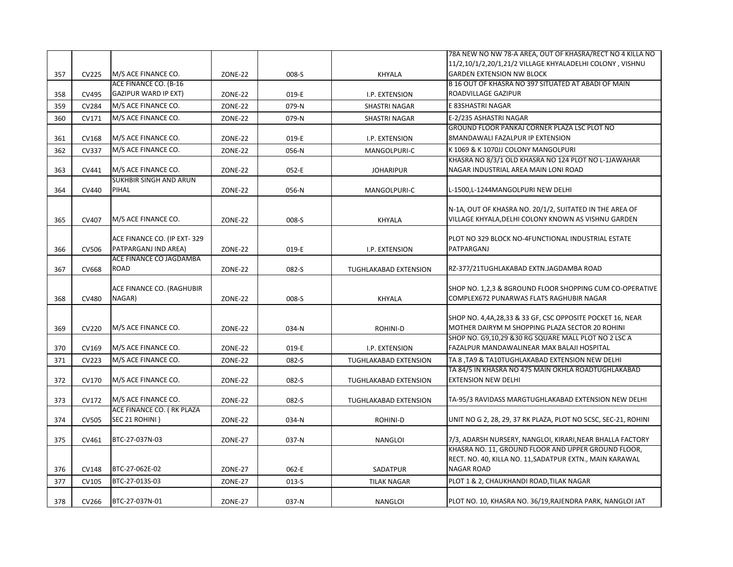| 357 | CV225 | M/S ACE FINANCE CO. | ZONE-22 | 008-S | KHYALA | 78A NEW NO NW 78-A AREA, OUT OF KHASRA/RECT NO 4 KILLA NO 11/2,10/1/2,20/1,21/2 VILLAGE KHYALADELHI COLONY , VISHNU GARDEN EXTENSION NW BLOCK |
|---|---|---|---|---|---|---|
| 358 | CV495 | ACE FINANCE CO. (B-16 GAZIPUR WARD IP EXT) | ZONE-22 | 019-E | I.P. EXTENSION | B 16 OUT OF KHASRA NO 397 SITUATED AT ABADI OF MAIN ROADVILLAGE GAZIPUR |
| 359 | CV284 | M/S ACE FINANCE CO. | ZONE-22 | 079-N | SHASTRI NAGAR | E 83SHASTRI NAGAR |
| 360 | CV171 | M/S ACE FINANCE CO. | ZONE-22 | 079-N | SHASTRI NAGAR | E-2/235 ASHASTRI NAGAR |
| 361 | CV168 | M/S ACE FINANCE CO. | ZONE-22 | 019-E | I.P. EXTENSION | GROUND FLOOR PANKAJ CORNER PLAZA LSC PLOT NO 8MANDAWALI FAZALPUR IP EXTENSION |
| 362 | CV337 | M/S ACE FINANCE CO. | ZONE-22 | 056-N | MANGOLPURI-C | K 1069 & K 1070JJ COLONY MANGOLPURI |
| 363 | CV441 | M/S ACE FINANCE CO. | ZONE-22 | 052-E | JOHARIPUR | KHASRA NO 8/3/1 OLD KHASRA NO 124 PLOT NO L-1JAWAHAR NAGAR INDUSTRIAL AREA MAIN LONI ROAD |
| 364 | CV440 | SUKHBIR SINGH AND ARUN PIHAL | ZONE-22 | 056-N | MANGOLPURI-C | L-1500,L-1244MANGOLPURI NEW DELHI |
| 365 | CV407 | M/S ACE FINANCE CO. | ZONE-22 | 008-S | KHYALA | N-1A, OUT OF KHASRA NO. 20/1/2, SUITATED IN THE AREA OF VILLAGE KHYALA,DELHI COLONY KNOWN AS VISHNU GARDEN |
| 366 | CV506 | ACE FINANCE CO. (IP EXT- 329 PATPARGANJ IND AREA) | ZONE-22 | 019-E | I.P. EXTENSION | PLOT NO 329 BLOCK NO-4FUNCTIONAL INDUSTRIAL ESTATE PATPARGANJ |
| 367 | CV668 | ACE FINANCE CO JAGDAMBA ROAD | ZONE-22 | 082-S | TUGHLAKABAD EXTENSION | RZ-377/21TUGHLAKABAD EXTN.JAGDAMBA ROAD |
| 368 | CV480 | ACE FINANCE CO. (RAGHUBIR NAGAR) | ZONE-22 | 008-S | KHYALA | SHOP NO. 1,2,3 & 8GROUND FLOOR SHOPPING CUM CO-OPERATIVE COMPLEX672 PUNARWAS FLATS RAGHUBIR NAGAR |
| 369 | CV220 | M/S ACE FINANCE CO. | ZONE-22 | 034-N | ROHINI-D | SHOP NO. 4,4A,28,33 & 33 GF, CSC OPPOSITE POCKET 16, NEAR MOTHER DAIRYM M SHOPPING PLAZA SECTOR 20 ROHINI |
| 370 | CV169 | M/S ACE FINANCE CO. | ZONE-22 | 019-E | I.P. EXTENSION | SHOP NO. G9,10,29 &30 RG SQUARE MALL PLOT NO 2 LSC A FAZALPUR MANDAWALINEAR MAX BALAJI HOSPITAL |
| 371 | CV223 | M/S ACE FINANCE CO. | ZONE-22 | 082-S | TUGHLAKABAD EXTENSION | TA 8 ,TA9 & TA10TUGHLAKABAD EXTENSION NEW DELHI |
| 372 | CV170 | M/S ACE FINANCE CO. | ZONE-22 | 082-S | TUGHLAKABAD EXTENSION | TA 84/5 IN KHASRA NO 475 MAIN OKHLA ROADTUGHLAKABAD EXTENSION NEW DELHI |
| 373 | CV172 | M/S ACE FINANCE CO. | ZONE-22 | 082-S | TUGHLAKABAD EXTENSION | TA-95/3 RAVIDASS MARGTUGHLAKABAD EXTENSION NEW DELHI |
| 374 | CV505 | ACE FINANCE CO. ( RK PLAZA SEC 21 ROHINI ) | ZONE-22 | 034-N | ROHINI-D | UNIT NO G 2, 28, 29, 37 RK PLAZA, PLOT NO 5CSC, SEC-21, ROHINI |
| 375 | CV461 | BTC-27-037N-03 | ZONE-27 | 037-N | NANGLOI | 7/3, ADARSH NURSERY, NANGLOI, KIRARI,NEAR BHALLA FACTORY |
| 376 | CV148 | BTC-27-062E-02 | ZONE-27 | 062-E | SADATPUR | KHASRA NO. 11, GROUND FLOOR AND UPPER GROUND FLOOR, RECT. NO. 40, KILLA NO. 11,SADATPUR EXTN., MAIN KARAWAL NAGAR ROAD |
| 377 | CV105 | BTC-27-013S-03 | ZONE-27 | 013-S | TILAK NAGAR | PLOT 1 & 2, CHAUKHANDI ROAD,TILAK NAGAR |
| 378 | CV266 | BTC-27-037N-01 | ZONE-27 | 037-N | NANGLOI | PLOT NO. 10, KHASRA NO. 36/19,RAJENDRA PARK, NANGLOI JAT |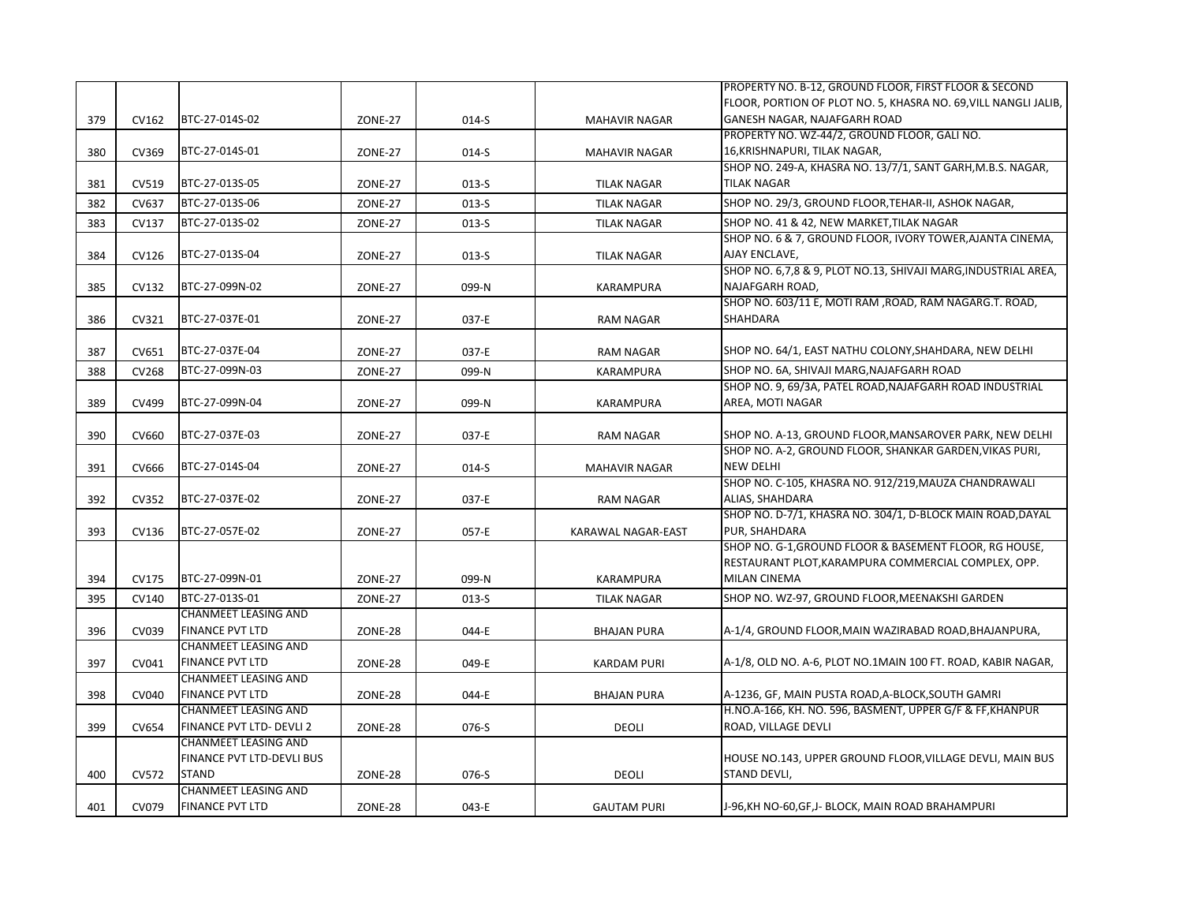| | | | | | | |
|---|---|---|---|---|---|---|
| 379 | CV162 | BTC-27-014S-02 | ZONE-27 | 014-S | MAHAVIR NAGAR | PROPERTY NO. B-12, GROUND FLOOR, FIRST FLOOR & SECOND FLOOR, PORTION OF PLOT NO. 5, KHASRA NO. 69,VILL NANGLI JALIB, GANESH NAGAR, NAJAFGARH ROAD |
| 380 | CV369 | BTC-27-014S-01 | ZONE-27 | 014-S | MAHAVIR NAGAR | PROPERTY NO. WZ-44/2, GROUND FLOOR, GALI NO. 16,KRISHNAPURI, TILAK NAGAR, |
| 381 | CV519 | BTC-27-013S-05 | ZONE-27 | 013-S | TILAK NAGAR | SHOP NO. 249-A, KHASRA NO. 13/7/1, SANT GARH,M.B.S. NAGAR, TILAK NAGAR |
| 382 | CV637 | BTC-27-013S-06 | ZONE-27 | 013-S | TILAK NAGAR | SHOP NO. 29/3, GROUND FLOOR,TEHAR-II, ASHOK NAGAR, |
| 383 | CV137 | BTC-27-013S-02 | ZONE-27 | 013-S | TILAK NAGAR | SHOP NO. 41 & 42, NEW MARKET,TILAK NAGAR |
| 384 | CV126 | BTC-27-013S-04 | ZONE-27 | 013-S | TILAK NAGAR | SHOP NO. 6 & 7, GROUND FLOOR, IVORY TOWER,AJANTA CINEMA, AJAY ENCLAVE, |
| 385 | CV132 | BTC-27-099N-02 | ZONE-27 | 099-N | KARAMPURA | SHOP NO. 6,7,8 & 9, PLOT NO.13, SHIVAJI MARG,INDUSTRIAL AREA, NAJAFGARH ROAD, |
| 386 | CV321 | BTC-27-037E-01 | ZONE-27 | 037-E | RAM NAGAR | SHOP NO. 603/11 E, MOTI RAM ,ROAD, RAM NAGARG.T. ROAD, SHAHDARA |
| 387 | CV651 | BTC-27-037E-04 | ZONE-27 | 037-E | RAM NAGAR | SHOP NO. 64/1, EAST NATHU COLONY,SHAHDARA, NEW DELHI |
| 388 | CV268 | BTC-27-099N-03 | ZONE-27 | 099-N | KARAMPURA | SHOP NO. 6A, SHIVAJI MARG,NAJAFGARH ROAD |
| 389 | CV499 | BTC-27-099N-04 | ZONE-27 | 099-N | KARAMPURA | SHOP NO. 9, 69/3A, PATEL ROAD,NAJAFGARH ROAD INDUSTRIAL AREA, MOTI NAGAR |
| 390 | CV660 | BTC-27-037E-03 | ZONE-27 | 037-E | RAM NAGAR | SHOP NO. A-13, GROUND FLOOR,MANSAROVER PARK, NEW DELHI |
| 391 | CV666 | BTC-27-014S-04 | ZONE-27 | 014-S | MAHAVIR NAGAR | SHOP NO. A-2, GROUND FLOOR, SHANKAR GARDEN,VIKAS PURI, NEW DELHI |
| 392 | CV352 | BTC-27-037E-02 | ZONE-27 | 037-E | RAM NAGAR | SHOP NO. C-105, KHASRA NO. 912/219,MAUZA CHANDRAWALI ALIAS, SHAHDARA |
| 393 | CV136 | BTC-27-057E-02 | ZONE-27 | 057-E | KARAWAL NAGAR-EAST | SHOP NO. D-7/1, KHASRA NO. 304/1, D-BLOCK MAIN ROAD,DAYAL PUR, SHAHDARA |
| 394 | CV175 | BTC-27-099N-01 | ZONE-27 | 099-N | KARAMPURA | SHOP NO. G-1,GROUND FLOOR & BASEMENT FLOOR, RG HOUSE, RESTAURANT PLOT,KARAMPURA COMMERCIAL COMPLEX, OPP. MILAN CINEMA |
| 395 | CV140 | BTC-27-013S-01 | ZONE-27 | 013-S | TILAK NAGAR | SHOP NO. WZ-97, GROUND FLOOR,MEENAKSHI GARDEN |
| 396 | CV039 | CHANMEET LEASING AND FINANCE PVT LTD | ZONE-28 | 044-E | BHAJAN PURA | A-1/4, GROUND FLOOR,MAIN WAZIRABAD ROAD,BHAJANPURA, |
| 397 | CV041 | CHANMEET LEASING AND FINANCE PVT LTD | ZONE-28 | 049-E | KARDAM PURI | A-1/8, OLD NO. A-6, PLOT NO.1MAIN 100 FT. ROAD, KABIR NAGAR, |
| 398 | CV040 | CHANMEET LEASING AND FINANCE PVT LTD | ZONE-28 | 044-E | BHAJAN PURA | A-1236, GF, MAIN PUSTA ROAD,A-BLOCK,SOUTH GAMRI |
| 399 | CV654 | CHANMEET LEASING AND FINANCE PVT LTD- DEVLI 2 | ZONE-28 | 076-S | DEOLI | H.NO.A-166, KH. NO. 596, BASMENT, UPPER G/F & FF,KHANPUR ROAD, VILLAGE DEVLI |
| 400 | CV572 | CHANMEET LEASING AND FINANCE PVT LTD-DEVLI BUS STAND | ZONE-28 | 076-S | DEOLI | HOUSE NO.143, UPPER GROUND FLOOR,VILLAGE DEVLI, MAIN BUS STAND DEVLI, |
| 401 | CV079 | CHANMEET LEASING AND FINANCE PVT LTD | ZONE-28 | 043-E | GAUTAM PURI | J-96,KH NO-60,GF,J- BLOCK, MAIN ROAD BRAHAMPURI |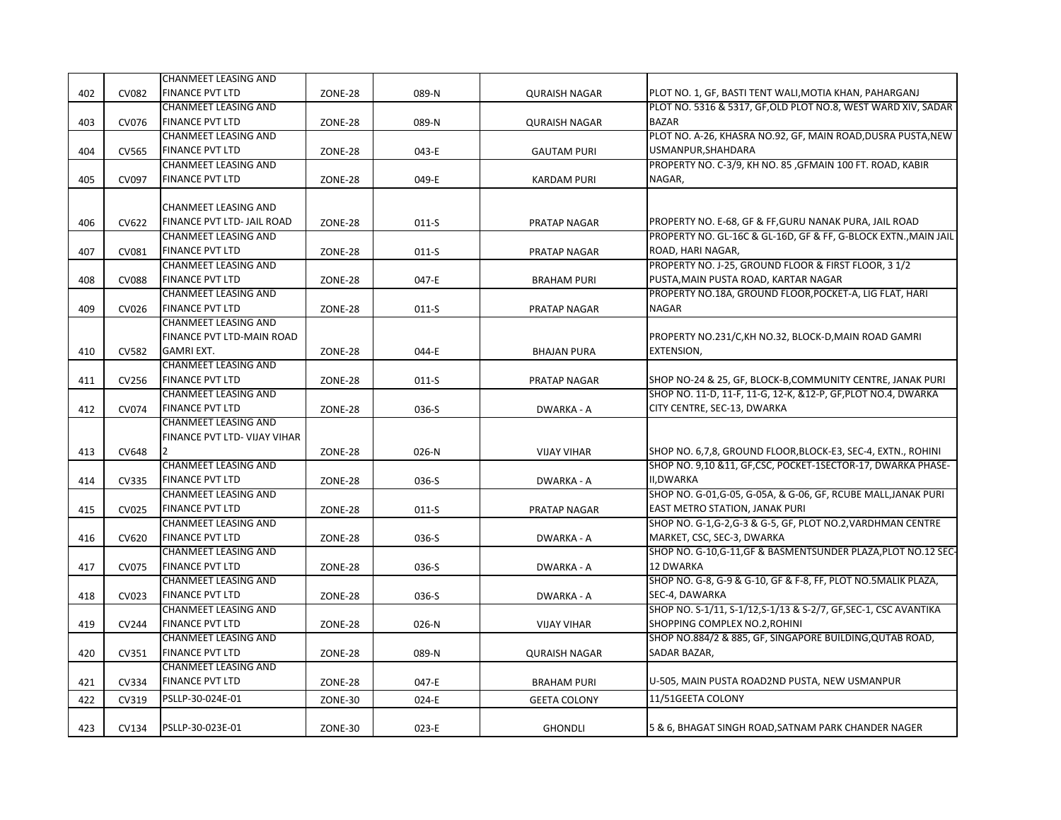| 402 | CV082 | CHANMEET LEASING AND FINANCE PVT LTD | ZONE-28 | 089-N | QURAISH NAGAR | PLOT NO. 1, GF, BASTI TENT WALI,MOTIA KHAN, PAHARGANJ |
|---|---|---|---|---|---|---|
| 403 | CV076 | CHANMEET LEASING AND FINANCE PVT LTD | ZONE-28 | 089-N | QURAISH NAGAR | PLOT NO. 5316 & 5317, GF,OLD PLOT NO.8, WEST WARD XIV, SADAR BAZAR |
| 404 | CV565 | CHANMEET LEASING AND FINANCE PVT LTD | ZONE-28 | 043-E | GAUTAM PURI | PLOT NO. A-26, KHASRA NO.92, GF, MAIN ROAD,DUSRA PUSTA,NEW USMANPUR,SHAHDARA |
| 405 | CV097 | CHANMEET LEASING AND FINANCE PVT LTD | ZONE-28 | 049-E | KARDAM PURI | PROPERTY NO. C-3/9, KH NO. 85 ,GFMAIN 100 FT. ROAD, KABIR NAGAR, |
| 406 | CV622 | CHANMEET LEASING AND FINANCE PVT LTD- JAIL ROAD | ZONE-28 | 011-S | PRATAP NAGAR | PROPERTY NO. E-68, GF & FF,GURU NANAK PURA, JAIL ROAD |
| 407 | CV081 | CHANMEET LEASING AND FINANCE PVT LTD | ZONE-28 | 011-S | PRATAP NAGAR | PROPERTY NO. GL-16C & GL-16D, GF & FF, G-BLOCK EXTN.,MAIN JAIL ROAD, HARI NAGAR, |
| 408 | CV088 | CHANMEET LEASING AND FINANCE PVT LTD | ZONE-28 | 047-E | BRAHAM PURI | PROPERTY NO. J-25, GROUND FLOOR & FIRST FLOOR, 3 1/2 PUSTA,MAIN PUSTA ROAD, KARTAR NAGAR |
| 409 | CV026 | CHANMEET LEASING AND FINANCE PVT LTD | ZONE-28 | 011-S | PRATAP NAGAR | PROPERTY NO.18A, GROUND FLOOR,POCKET-A, LIG FLAT, HARI NAGAR |
| 410 | CV582 | CHANMEET LEASING AND FINANCE PVT LTD-MAIN ROAD GAMRI EXT. | ZONE-28 | 044-E | BHAJAN PURA | PROPERTY NO.231/C,KH NO.32, BLOCK-D,MAIN ROAD GAMRI EXTENSION, |
| 411 | CV256 | CHANMEET LEASING AND FINANCE PVT LTD | ZONE-28 | 011-S | PRATAP NAGAR | SHOP NO-24 & 25, GF, BLOCK-B,COMMUNITY CENTRE, JANAK PURI |
| 412 | CV074 | CHANMEET LEASING AND FINANCE PVT LTD | ZONE-28 | 036-S | DWARKA - A | SHOP NO. 11-D, 11-F, 11-G, 12-K, &12-P, GF,PLOT NO.4, DWARKA CITY CENTRE, SEC-13, DWARKA |
| 413 | CV648 | CHANMEET LEASING AND FINANCE PVT LTD- VIJAY VIHAR 2 | ZONE-28 | 026-N | VIJAY VIHAR | SHOP NO. 6,7,8, GROUND FLOOR,BLOCK-E3, SEC-4, EXTN., ROHINI |
| 414 | CV335 | CHANMEET LEASING AND FINANCE PVT LTD | ZONE-28 | 036-S | DWARKA - A | SHOP NO. 9,10 &11, GF,CSC, POCKET-1SECTOR-17, DWARKA PHASE-II,DWARKA |
| 415 | CV025 | CHANMEET LEASING AND FINANCE PVT LTD | ZONE-28 | 011-S | PRATAP NAGAR | SHOP NO. G-01,G-05, G-05A, & G-06, GF, RCUBE MALL,JANAK PURI EAST METRO STATION, JANAK PURI |
| 416 | CV620 | CHANMEET LEASING AND FINANCE PVT LTD | ZONE-28 | 036-S | DWARKA - A | SHOP NO. G-1,G-2,G-3 & G-5, GF, PLOT NO.2,VARDHMAN CENTRE MARKET, CSC, SEC-3, DWARKA |
| 417 | CV075 | CHANMEET LEASING AND FINANCE PVT LTD | ZONE-28 | 036-S | DWARKA - A | SHOP NO. G-10,G-11,GF & BASMENTSUNDER PLAZA,PLOT NO.12 SEC-12 DWARKA |
| 418 | CV023 | CHANMEET LEASING AND FINANCE PVT LTD | ZONE-28 | 036-S | DWARKA - A | SHOP NO. G-8, G-9 & G-10, GF & F-8, FF, PLOT NO.5MALIK PLAZA, SEC-4, DAWARKA |
| 419 | CV244 | CHANMEET LEASING AND FINANCE PVT LTD | ZONE-28 | 026-N | VIJAY VIHAR | SHOP NO. S-1/11, S-1/12,S-1/13 & S-2/7, GF,SEC-1, CSC AVANTIKA SHOPPING COMPLEX NO.2,ROHINI |
| 420 | CV351 | CHANMEET LEASING AND FINANCE PVT LTD | ZONE-28 | 089-N | QURAISH NAGAR | SHOP NO.884/2 & 885, GF, SINGAPORE BUILDING,QUTAB ROAD, SADAR BAZAR, |
| 421 | CV334 | CHANMEET LEASING AND FINANCE PVT LTD | ZONE-28 | 047-E | BRAHAM PURI | U-505, MAIN PUSTA ROAD2ND PUSTA, NEW USMANPUR |
| 422 | CV319 | PSLLP-30-024E-01 | ZONE-30 | 024-E | GEETA COLONY | 11/51GEETA COLONY |
| 423 | CV134 | PSLLP-30-023E-01 | ZONE-30 | 023-E | GHONDLI | 5 & 6, BHAGAT SINGH ROAD,SATNAM PARK CHANDER NAGER |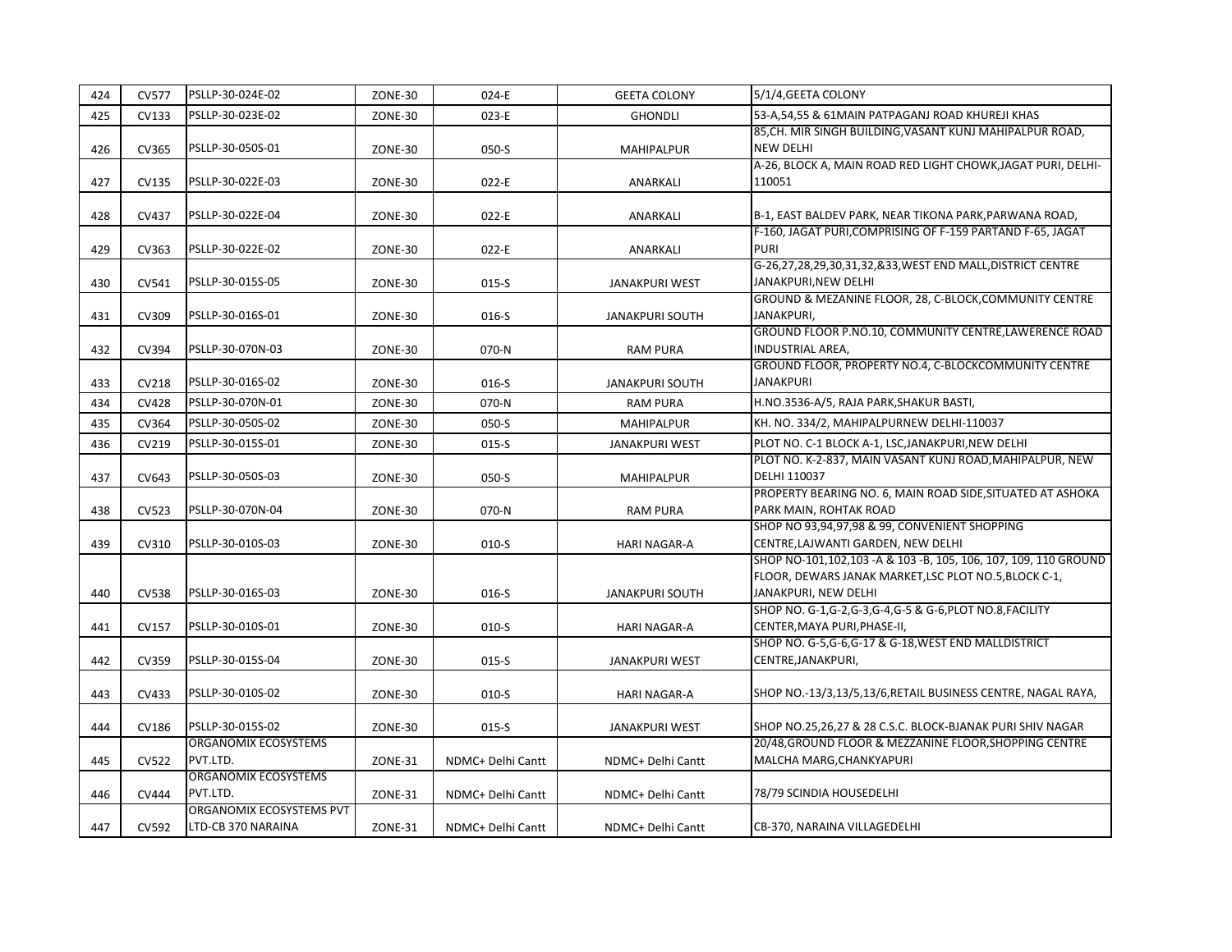| 424 | CV577 | PSLLP-30-024E-02 | ZONE-30 | 024-E | GEETA COLONY | 5/1/4,GEETA COLONY |
|---|---|---|---|---|---|---|
| 425 | CV133 | PSLLP-30-023E-02 | ZONE-30 | 023-E | GHONDLI | 53-A,54,55 & 61MAIN PATPAGANJ ROAD KHUREJI KHAS |
| 426 | CV365 | PSLLP-30-050S-01 | ZONE-30 | 050-S | MAHIPALPUR | 85,CH. MIR SINGH BUILDING,VASANT KUNJ MAHIPALPUR ROAD, NEW DELHI |
| 427 | CV135 | PSLLP-30-022E-03 | ZONE-30 | 022-E | ANARKALI | A-26, BLOCK A, MAIN ROAD RED LIGHT CHOWK,JAGAT PURI, DELHI-110051 |
| 428 | CV437 | PSLLP-30-022E-04 | ZONE-30 | 022-E | ANARKALI | B-1, EAST BALDEV PARK, NEAR TIKONA PARK,PARWANA ROAD, |
| 429 | CV363 | PSLLP-30-022E-02 | ZONE-30 | 022-E | ANARKALI | F-160, JAGAT PURI,COMPRISING OF F-159 PARTAND F-65, JAGAT PURI |
| 430 | CV541 | PSLLP-30-015S-05 | ZONE-30 | 015-S | JANAKPURI WEST | G-26,27,28,29,30,31,32,&33,WEST END MALL,DISTRICT CENTRE JANAKPURI,NEW DELHI |
| 431 | CV309 | PSLLP-30-016S-01 | ZONE-30 | 016-S | JANAKPURI SOUTH | GROUND & MEZANINE FLOOR, 28, C-BLOCK,COMMUNITY CENTRE JANAKPURI, |
| 432 | CV394 | PSLLP-30-070N-03 | ZONE-30 | 070-N | RAM PURA | GROUND FLOOR P.NO.10, COMMUNITY CENTRE,LAWERENCE ROAD INDUSTRIAL AREA, |
| 433 | CV218 | PSLLP-30-016S-02 | ZONE-30 | 016-S | JANAKPURI SOUTH | GROUND FLOOR, PROPERTY NO.4, C-BLOCKCOMMUNITY CENTRE JANAKPURI |
| 434 | CV428 | PSLLP-30-070N-01 | ZONE-30 | 070-N | RAM PURA | H.NO.3536-A/5, RAJA PARK,SHAKUR BASTI, |
| 435 | CV364 | PSLLP-30-050S-02 | ZONE-30 | 050-S | MAHIPALPUR | KH. NO. 334/2, MAHIPALPURNEW DELHI-110037 |
| 436 | CV219 | PSLLP-30-015S-01 | ZONE-30 | 015-S | JANAKPURI WEST | PLOT NO. C-1 BLOCK A-1, LSC,JANAKPURI,NEW DELHI |
| 437 | CV643 | PSLLP-30-050S-03 | ZONE-30 | 050-S | MAHIPALPUR | PLOT NO. K-2-837, MAIN VASANT KUNJ ROAD,MAHIPALPUR, NEW DELHI 110037 |
| 438 | CV523 | PSLLP-30-070N-04 | ZONE-30 | 070-N | RAM PURA | PROPERTY BEARING NO. 6, MAIN ROAD SIDE,SITUATED AT ASHOKA PARK MAIN, ROHTAK ROAD |
| 439 | CV310 | PSLLP-30-010S-03 | ZONE-30 | 010-S | HARI NAGAR-A | SHOP NO 93,94,97,98 & 99, CONVENIENT SHOPPING CENTRE,LAJWANTI GARDEN, NEW DELHI |
| 440 | CV538 | PSLLP-30-016S-03 | ZONE-30 | 016-S | JANAKPURI SOUTH | SHOP NO-101,102,103 -A & 103 -B, 105, 106, 107, 109, 110 GROUND FLOOR, DEWARS JANAK MARKET,LSC PLOT NO.5,BLOCK C-1, JANAKPURI, NEW DELHI |
| 441 | CV157 | PSLLP-30-010S-01 | ZONE-30 | 010-S | HARI NAGAR-A | SHOP NO. G-1,G-2,G-3,G-4,G-5 & G-6,PLOT NO.8,FACILITY CENTER,MAYA PURI,PHASE-II, |
| 442 | CV359 | PSLLP-30-015S-04 | ZONE-30 | 015-S | JANAKPURI WEST | SHOP NO. G-5,G-6,G-17 & G-18,WEST END MALLDISTRICT CENTRE,JANAKPURI, |
| 443 | CV433 | PSLLP-30-010S-02 | ZONE-30 | 010-S | HARI NAGAR-A | SHOP NO.-13/3,13/5,13/6,RETAIL BUSINESS CENTRE, NAGAL RAYA, |
| 444 | CV186 | PSLLP-30-015S-02 | ZONE-30 | 015-S | JANAKPURI WEST | SHOP NO.25,26,27 & 28 C.S.C. BLOCK-BJANAK PURI SHIV NAGAR |
| 445 | CV522 | ORGANOMIX ECOSYSTEMS PVT.LTD. | ZONE-31 | NDMC+ Delhi Cantt | NDMC+ Delhi Cantt | 20/48,GROUND FLOOR & MEZZANINE FLOOR,SHOPPING CENTRE MALCHA MARG,CHANKYAPURI |
| 446 | CV444 | ORGANOMIX ECOSYSTEMS PVT.LTD. | ZONE-31 | NDMC+ Delhi Cantt | NDMC+ Delhi Cantt | 78/79 SCINDIA HOUSEDELHI |
| 447 | CV592 | ORGANOMIX ECOSYSTEMS PVT LTD-CB 370 NARAINA | ZONE-31 | NDMC+ Delhi Cantt | NDMC+ Delhi Cantt | CB-370, NARAINA VILLAGEDELHI |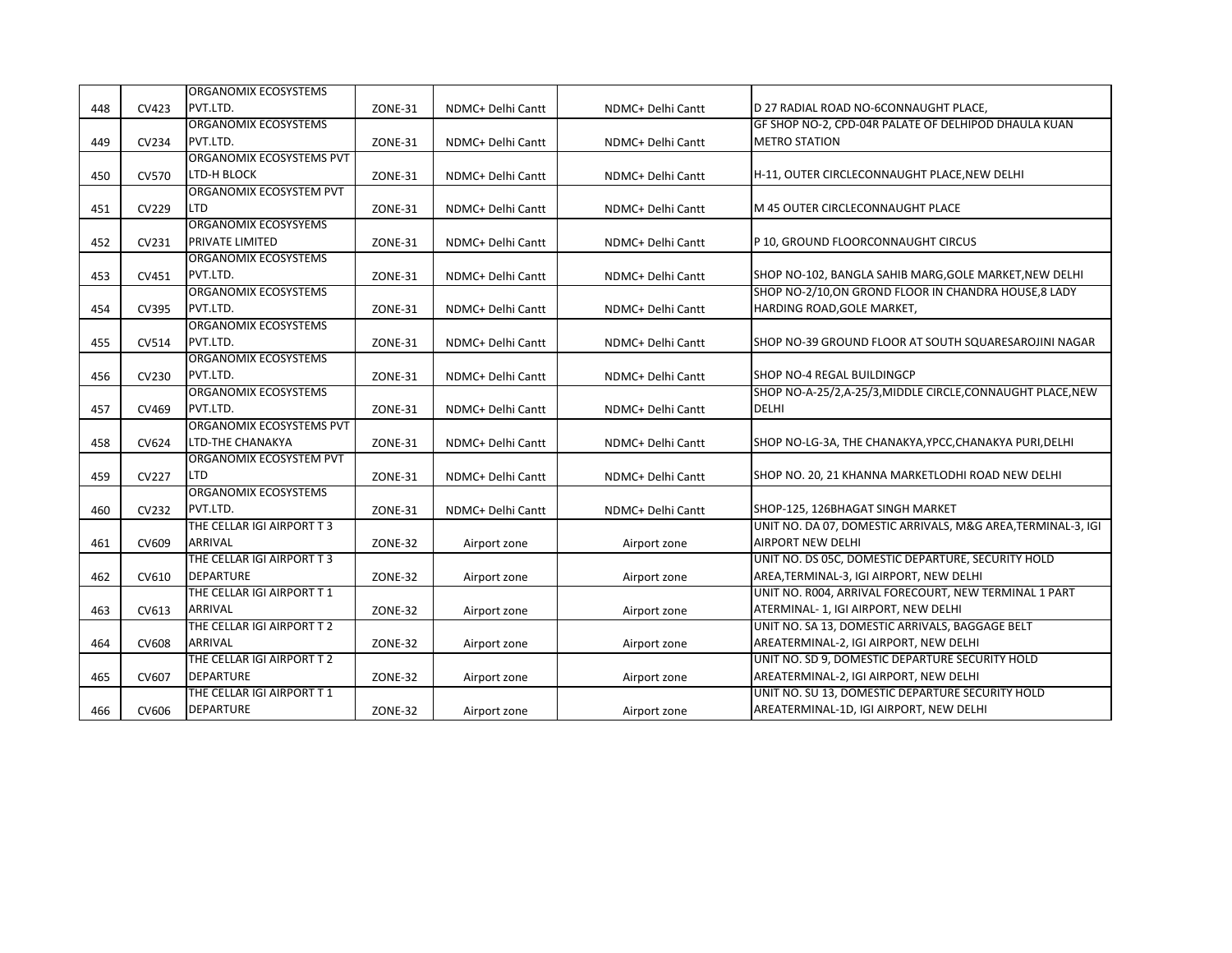| | | | | | | |
|---|---|---|---|---|---|---|
| 448 | CV423 | ORGANOMIX ECOSYSTEMS PVT.LTD. | ZONE-31 | NDMC+ Delhi Cantt | NDMC+ Delhi Cantt | D 27 RADIAL ROAD NO-6CONNAUGHT PLACE, |
| 449 | CV234 | ORGANOMIX ECOSYSTEMS PVT.LTD. | ZONE-31 | NDMC+ Delhi Cantt | NDMC+ Delhi Cantt | GF SHOP NO-2, CPD-04R PALATE OF DELHIPOD DHAULA KUAN METRO STATION |
| 450 | CV570 | ORGANOMIX ECOSYSTEMS PVT LTD-H BLOCK | ZONE-31 | NDMC+ Delhi Cantt | NDMC+ Delhi Cantt | H-11, OUTER CIRCLECONNAUGHT PLACE,NEW DELHI |
| 451 | CV229 | ORGANOMIX ECOSYSTEM PVT LTD | ZONE-31 | NDMC+ Delhi Cantt | NDMC+ Delhi Cantt | M 45 OUTER CIRCLECONNAUGHT PLACE |
| 452 | CV231 | ORGANOMIX ECOSYSYEMS PRIVATE LIMITED | ZONE-31 | NDMC+ Delhi Cantt | NDMC+ Delhi Cantt | P 10, GROUND FLOORCONNAUGHT CIRCUS |
| 453 | CV451 | ORGANOMIX ECOSYSTEMS PVT.LTD. | ZONE-31 | NDMC+ Delhi Cantt | NDMC+ Delhi Cantt | SHOP NO-102, BANGLA SAHIB MARG,GOLE MARKET,NEW DELHI |
| 454 | CV395 | ORGANOMIX ECOSYSTEMS PVT.LTD. | ZONE-31 | NDMC+ Delhi Cantt | NDMC+ Delhi Cantt | SHOP NO-2/10,ON GROND FLOOR IN CHANDRA HOUSE,8 LADY HARDING ROAD,GOLE MARKET, |
| 455 | CV514 | ORGANOMIX ECOSYSTEMS PVT.LTD. | ZONE-31 | NDMC+ Delhi Cantt | NDMC+ Delhi Cantt | SHOP NO-39 GROUND FLOOR AT SOUTH SQUARESAROJINI NAGAR |
| 456 | CV230 | ORGANOMIX ECOSYSTEMS PVT.LTD. | ZONE-31 | NDMC+ Delhi Cantt | NDMC+ Delhi Cantt | SHOP NO-4 REGAL BUILDINGCP |
| 457 | CV469 | ORGANOMIX ECOSYSTEMS PVT.LTD. | ZONE-31 | NDMC+ Delhi Cantt | NDMC+ Delhi Cantt | SHOP NO-A-25/2,A-25/3,MIDDLE CIRCLE,CONNAUGHT PLACE,NEW DELHI |
| 458 | CV624 | ORGANOMIX ECOSYSTEMS PVT LTD-THE CHANAKYA | ZONE-31 | NDMC+ Delhi Cantt | NDMC+ Delhi Cantt | SHOP NO-LG-3A, THE CHANAKYA,YPCC,CHANAKYA PURI,DELHI |
| 459 | CV227 | ORGANOMIX ECOSYSTEM PVT LTD | ZONE-31 | NDMC+ Delhi Cantt | NDMC+ Delhi Cantt | SHOP NO. 20, 21 KHANNA MARKETLODHI ROAD NEW DELHI |
| 460 | CV232 | ORGANOMIX ECOSYSTEMS PVT.LTD. | ZONE-31 | NDMC+ Delhi Cantt | NDMC+ Delhi Cantt | SHOP-125, 126BHAGAT SINGH MARKET |
| 461 | CV609 | THE CELLAR IGI AIRPORT T 3 ARRIVAL | ZONE-32 | Airport zone | Airport zone | UNIT NO. DA 07, DOMESTIC ARRIVALS, M&G AREA,TERMINAL-3, IGI AIRPORT NEW DELHI |
| 462 | CV610 | THE CELLAR IGI AIRPORT T 3 DEPARTURE | ZONE-32 | Airport zone | Airport zone | UNIT NO. DS 05C, DOMESTIC DEPARTURE, SECURITY HOLD AREA,TERMINAL-3, IGI AIRPORT, NEW DELHI |
| 463 | CV613 | THE CELLAR IGI AIRPORT T 1 ARRIVAL | ZONE-32 | Airport zone | Airport zone | UNIT NO. R004, ARRIVAL FORECOURT, NEW TERMINAL 1 PART ATERMINAL- 1, IGI AIRPORT, NEW DELHI |
| 464 | CV608 | THE CELLAR IGI AIRPORT T 2 ARRIVAL | ZONE-32 | Airport zone | Airport zone | UNIT NO. SA 13, DOMESTIC ARRIVALS, BAGGAGE BELT AREATERMINAL-2, IGI AIRPORT, NEW DELHI |
| 465 | CV607 | THE CELLAR IGI AIRPORT T 2 DEPARTURE | ZONE-32 | Airport zone | Airport zone | UNIT NO. SD 9, DOMESTIC DEPARTURE SECURITY HOLD AREATERMINAL-2, IGI AIRPORT, NEW DELHI |
| 466 | CV606 | THE CELLAR IGI AIRPORT T 1 DEPARTURE | ZONE-32 | Airport zone | Airport zone | UNIT NO. SU 13, DOMESTIC DEPARTURE SECURITY HOLD AREATERMINAL-1D, IGI AIRPORT, NEW DELHI |